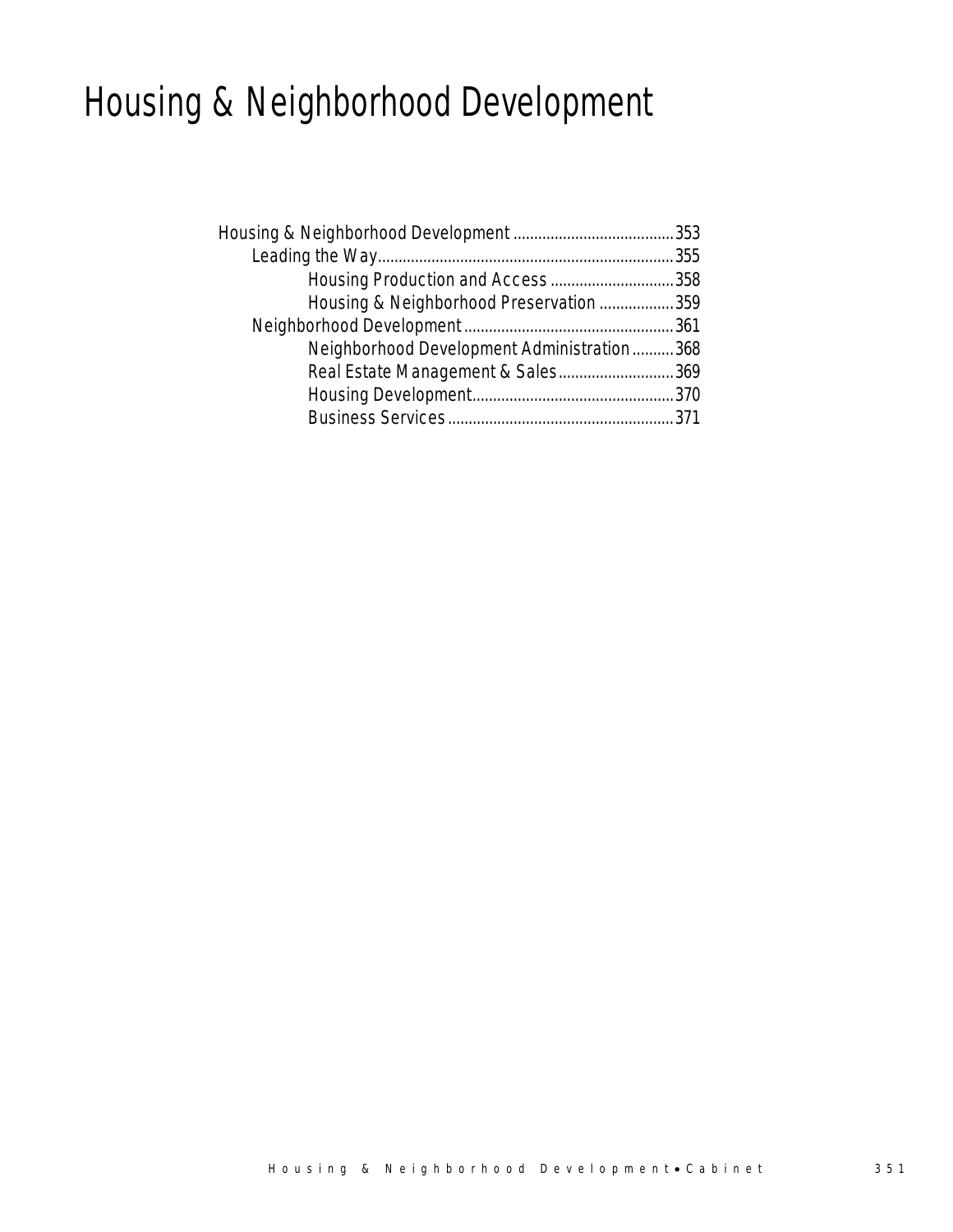# Housing & Neighborhood Development

- Housing & Neighborhood Development ....................................... 353
  - Leading the Way........................................................................ 355
    - Housing Production and Access .............................. 358
    - Housing & Neighborhood Preservation .................. 359
  - Neighborhood Development .................................................. 361
    - Neighborhood Development Administration .......... 368
    - Real Estate Management & Sales............................ 369
    - Housing Development................................................. 370
    - Business Services ....................................................... 371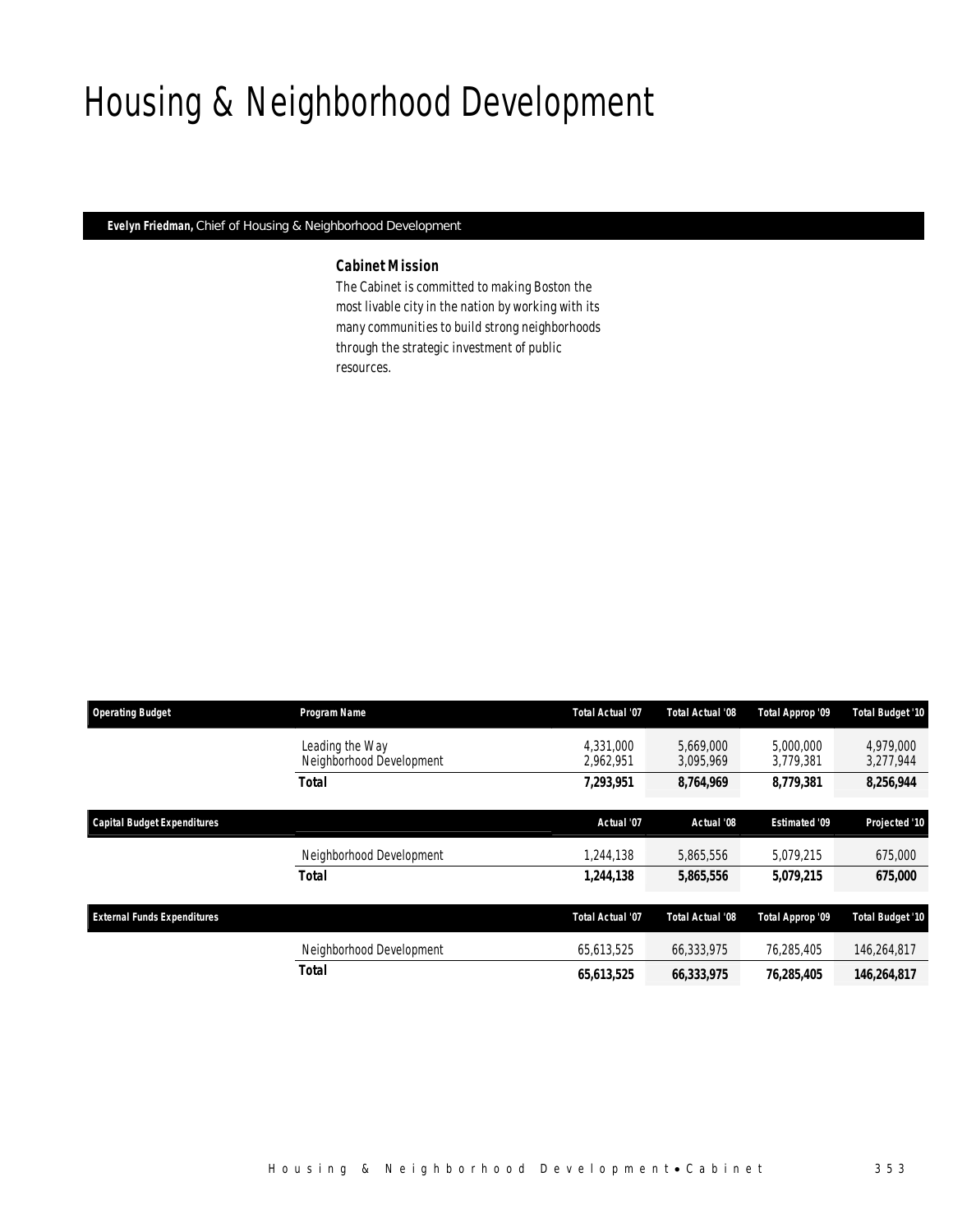# Housing & Neighborhood Development

**Evelyn Friedman,** Chief of Housing & Neighborhood Development

### Cabinet Mission

The Cabinet is committed to making Boston the most livable city in the nation by working with its many communities to build strong neighborhoods through the strategic investment of public resources.

| Operating Budget | Program Name | Total Actual '07 | Total Actual '08 | Total Approp '09 | Total Budget '10 |
|---|---|---|---|---|---|
| | Leading the Way | 4,331,000 | 5,669,000 | 5,000,000 | 4,979,000 |
| | Neighborhood Development | 2,962,951 | 3,095,969 | 3,779,381 | 3,277,944 |
| | **Total** | **7,293,951** | **8,764,969** | **8,779,381** | **8,256,944** |

| Capital Budget Expenditures | | Actual '07 | Actual '08 | Estimated '09 | Projected '10 |
|---|---|---|---|---|---|
| | Neighborhood Development | 1,244,138 | 5,865,556 | 5,079,215 | 675,000 |
| | **Total** | **1,244,138** | **5,865,556** | **5,079,215** | **675,000** |

| External Funds Expenditures | | Total Actual '07 | Total Actual '08 | Total Approp '09 | Total Budget '10 |
|---|---|---|---|---|---|
| | Neighborhood Development | 65,613,525 | 66,333,975 | 76,285,405 | 146,264,817 |
| | **Total** | **65,613,525** | **66,333,975** | **76,285,405** | **146,264,817** |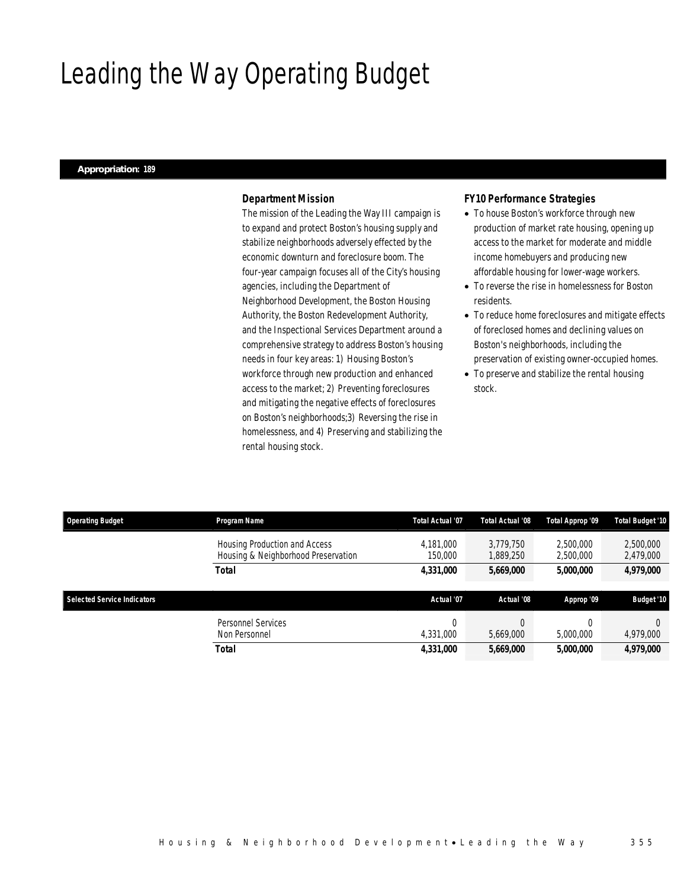# Leading the Way Operating Budget

**Appropriation: 189**

### *Department Mission*

The mission of the Leading the Way III campaign is to expand and protect Boston's housing supply and stabilize neighborhoods adversely effected by the economic downturn and foreclosure boom. The four-year campaign focuses all of the City's housing agencies, including the Department of Neighborhood Development, the Boston Housing Authority, the Boston Redevelopment Authority, and the Inspectional Services Department around a comprehensive strategy to address Boston's housing needs in four key areas: 1) Housing Boston's workforce through new production and enhanced access to the market; 2) Preventing foreclosures and mitigating the negative effects of foreclosures on Boston's neighborhoods;3) Reversing the rise in homelessness, and 4) Preserving and stabilizing the rental housing stock.

### *FY10 Performance Strategies*

- To house Boston's workforce through new production of market rate housing, opening up access to the market for moderate and middle income homebuyers and producing new affordable housing for lower-wage workers.
- To reverse the rise in homelessness for Boston residents.
- To reduce home foreclosures and mitigate effects of foreclosed homes and declining values on Boston's neighborhoods, including the preservation of existing owner-occupied homes.
- To preserve and stabilize the rental housing stock.

| Operating Budget | Program Name | Total Actual '07 | Total Actual '08 | Total Approp '09 | Total Budget '10 |
|---|---|---|---|---|---|
| | Housing Production and Access | 4,181,000 | 3,779,750 | 2,500,000 | 2,500,000 |
| | Housing & Neighborhood Preservation | 150,000 | 1,889,250 | 2,500,000 | 2,479,000 |
| | **Total** | **4,331,000** | **5,669,000** | **5,000,000** | **4,979,000** |

| Selected Service Indicators | | Actual '07 | Actual '08 | Approp '09 | Budget '10 |
|---|---|---|---|---|---|
| | Personnel Services | 0 | 0 | 0 | 0 |
| | Non Personnel | 4,331,000 | 5,669,000 | 5,000,000 | 4,979,000 |
| | **Total** | **4,331,000** | **5,669,000** | **5,000,000** | **4,979,000** |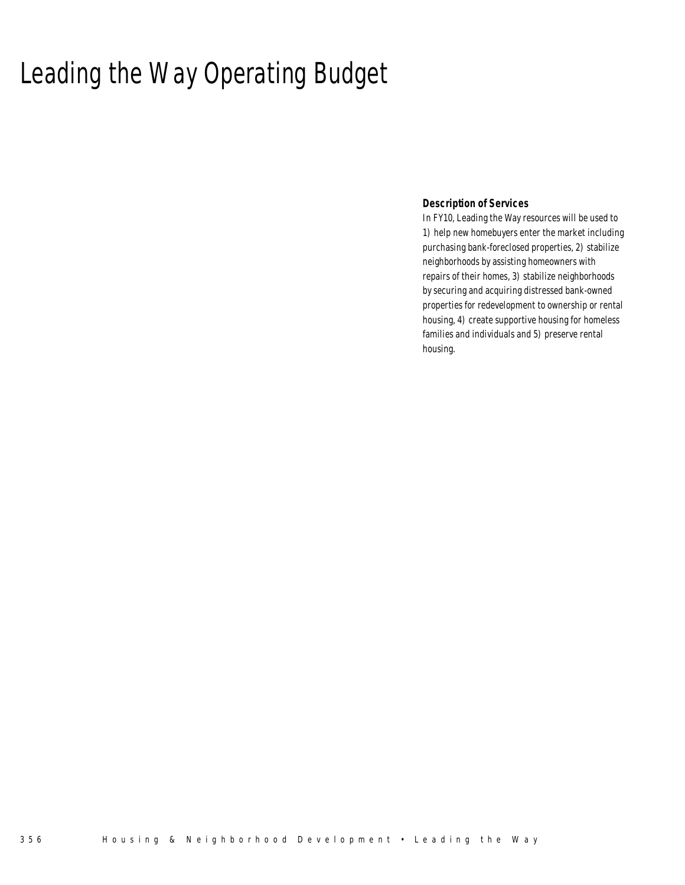# Leading the Way Operating Budget

**Description of Services**

In FY10, Leading the Way resources will be used to 1) help new homebuyers enter the market including purchasing bank-foreclosed properties, 2) stabilize neighborhoods by assisting homeowners with repairs of their homes, 3) stabilize neighborhoods by securing and acquiring distressed bank-owned properties for redevelopment to ownership or rental housing, 4) create supportive housing for homeless families and individuals and 5) preserve rental housing.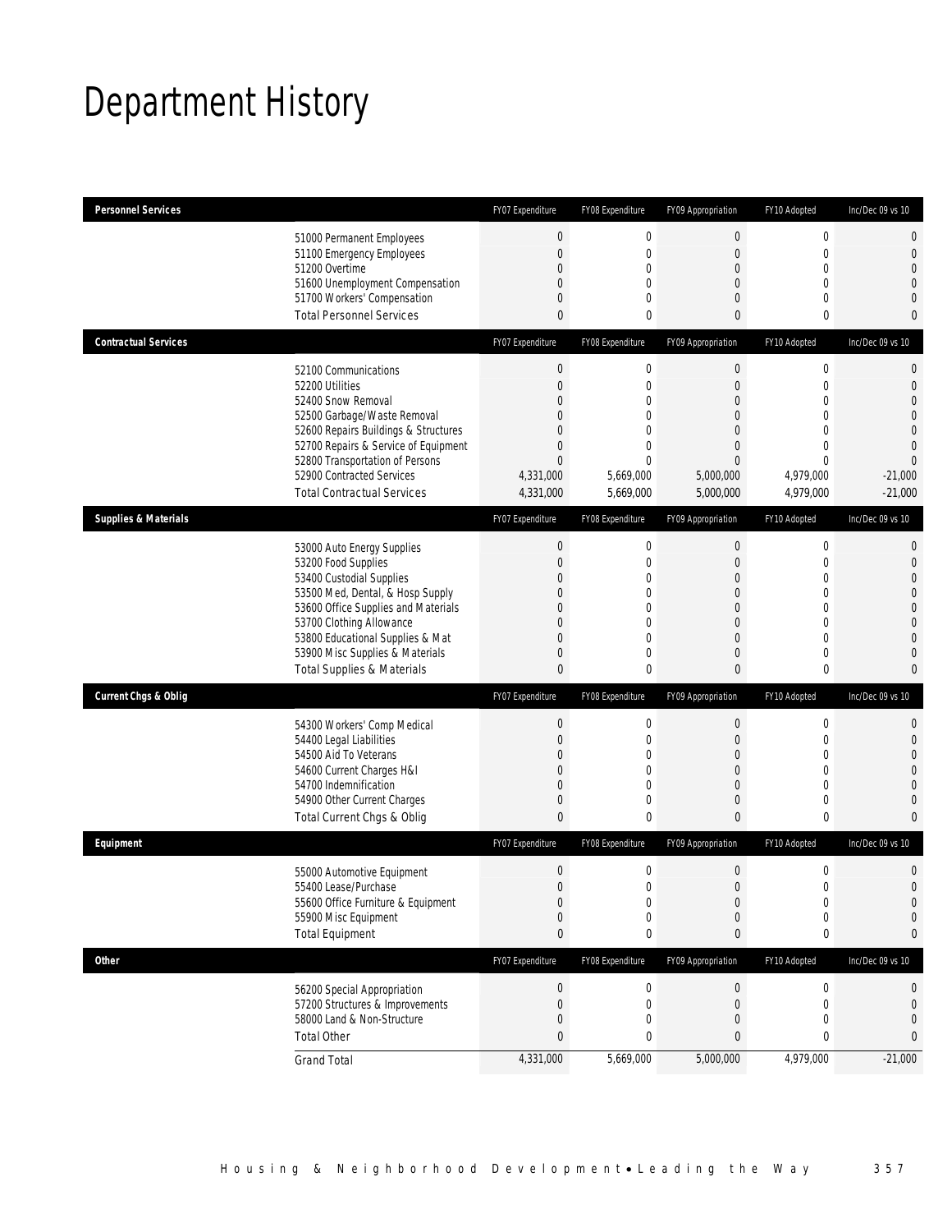# Department History

| Personnel Services | | FY07 Expenditure | FY08 Expenditure | FY09 Appropriation | FY10 Adopted | Inc/Dec 09 vs 10 |
|---|---|---|---|---|---|---|
| | 51000 Permanent Employees | 0 | 0 | 0 | 0 | 0 |
| | 51100 Emergency Employees | 0 | 0 | 0 | 0 | 0 |
| | 51200 Overtime | 0 | 0 | 0 | 0 | 0 |
| | 51600 Unemployment Compensation | 0 | 0 | 0 | 0 | 0 |
| | 51700 Workers' Compensation | 0 | 0 | 0 | 0 | 0 |
| | Total Personnel Services | 0 | 0 | 0 | 0 | 0 |
| **Contractual Services** | | FY07 Expenditure | FY08 Expenditure | FY09 Appropriation | FY10 Adopted | Inc/Dec 09 vs 10 |
| | 52100 Communications | 0 | 0 | 0 | 0 | 0 |
| | 52200 Utilities | 0 | 0 | 0 | 0 | 0 |
| | 52400 Snow Removal | 0 | 0 | 0 | 0 | 0 |
| | 52500 Garbage/Waste Removal | 0 | 0 | 0 | 0 | 0 |
| | 52600 Repairs Buildings & Structures | 0 | 0 | 0 | 0 | 0 |
| | 52700 Repairs & Service of Equipment | 0 | 0 | 0 | 0 | 0 |
| | 52800 Transportation of Persons | 0 | 0 | 0 | 0 | 0 |
| | 52900 Contracted Services | 4,331,000 | 5,669,000 | 5,000,000 | 4,979,000 | -21,000 |
| | Total Contractual Services | 4,331,000 | 5,669,000 | 5,000,000 | 4,979,000 | -21,000 |
| **Supplies & Materials** | | FY07 Expenditure | FY08 Expenditure | FY09 Appropriation | FY10 Adopted | Inc/Dec 09 vs 10 |
| | 53000 Auto Energy Supplies | 0 | 0 | 0 | 0 | 0 |
| | 53200 Food Supplies | 0 | 0 | 0 | 0 | 0 |
| | 53400 Custodial Supplies | 0 | 0 | 0 | 0 | 0 |
| | 53500 Med, Dental, & Hosp Supply | 0 | 0 | 0 | 0 | 0 |
| | 53600 Office Supplies and Materials | 0 | 0 | 0 | 0 | 0 |
| | 53700 Clothing Allowance | 0 | 0 | 0 | 0 | 0 |
| | 53800 Educational Supplies & Mat | 0 | 0 | 0 | 0 | 0 |
| | 53900 Misc Supplies & Materials | 0 | 0 | 0 | 0 | 0 |
| | Total Supplies & Materials | 0 | 0 | 0 | 0 | 0 |
| **Current Chgs & Oblig** | | FY07 Expenditure | FY08 Expenditure | FY09 Appropriation | FY10 Adopted | Inc/Dec 09 vs 10 |
| | 54300 Workers' Comp Medical | 0 | 0 | 0 | 0 | 0 |
| | 54400 Legal Liabilities | 0 | 0 | 0 | 0 | 0 |
| | 54500 Aid To Veterans | 0 | 0 | 0 | 0 | 0 |
| | 54600 Current Charges H&I | 0 | 0 | 0 | 0 | 0 |
| | 54700 Indemnification | 0 | 0 | 0 | 0 | 0 |
| | 54900 Other Current Charges | 0 | 0 | 0 | 0 | 0 |
| | Total Current Chgs & Oblig | 0 | 0 | 0 | 0 | 0 |
| **Equipment** | | FY07 Expenditure | FY08 Expenditure | FY09 Appropriation | FY10 Adopted | Inc/Dec 09 vs 10 |
| | 55000 Automotive Equipment | 0 | 0 | 0 | 0 | 0 |
| | 55400 Lease/Purchase | 0 | 0 | 0 | 0 | 0 |
| | 55600 Office Furniture & Equipment | 0 | 0 | 0 | 0 | 0 |
| | 55900 Misc Equipment | 0 | 0 | 0 | 0 | 0 |
| | Total Equipment | 0 | 0 | 0 | 0 | 0 |
| **Other** | | FY07 Expenditure | FY08 Expenditure | FY09 Appropriation | FY10 Adopted | Inc/Dec 09 vs 10 |
| | 56200 Special Appropriation | 0 | 0 | 0 | 0 | 0 |
| | 57200 Structures & Improvements | 0 | 0 | 0 | 0 | 0 |
| | 58000 Land & Non-Structure | 0 | 0 | 0 | 0 | 0 |
| | Total Other | 0 | 0 | 0 | 0 | 0 |
| | Grand Total | 4,331,000 | 5,669,000 | 5,000,000 | 4,979,000 | -21,000 |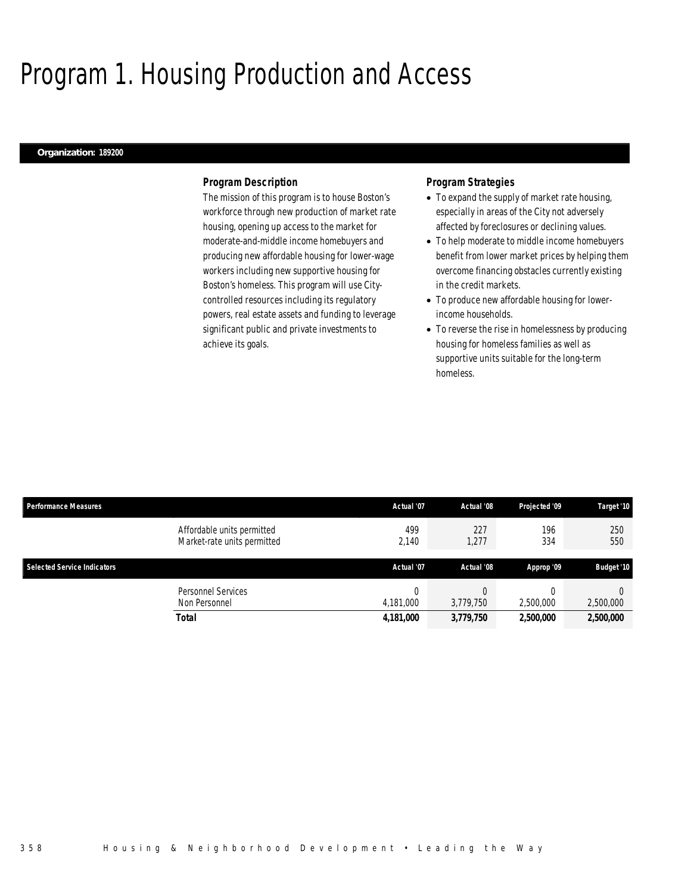# Program 1. Housing Production and Access

**Organization: 189200**

***Program Description***

The mission of this program is to house Boston's workforce through new production of market rate housing, opening up access to the market for moderate-and-middle income homebuyers and producing new affordable housing for lower-wage workers including new supportive housing for Boston's homeless. This program will use City-controlled resources including its regulatory powers, real estate assets and funding to leverage significant public and private investments to achieve its goals.

***Program Strategies***

- To expand the supply of market rate housing, especially in areas of the City not adversely affected by foreclosures or declining values.
- To help moderate to middle income homebuyers benefit from lower market prices by helping them overcome financing obstacles currently existing in the credit markets.
- To produce new affordable housing for lower-income households.
- To reverse the rise in homelessness by producing housing for homeless families as well as supportive units suitable for the long-term homeless.

| Performance Measures | | Actual '07 | Actual '08 | Projected '09 | Target '10 |
|---|---|---|---|---|---|
| | Affordable units permitted | 499 | 227 | 196 | 250 |
| | Market-rate units permitted | 2,140 | 1,277 | 334 | 550 |

| Selected Service Indicators | | Actual '07 | Actual '08 | Approp '09 | Budget '10 |
|---|---|---|---|---|---|
| | Personnel Services | 0 | 0 | 0 | 0 |
| | Non Personnel | 4,181,000 | 3,779,750 | 2,500,000 | 2,500,000 |
| | **Total** | **4,181,000** | **3,779,750** | **2,500,000** | **2,500,000** |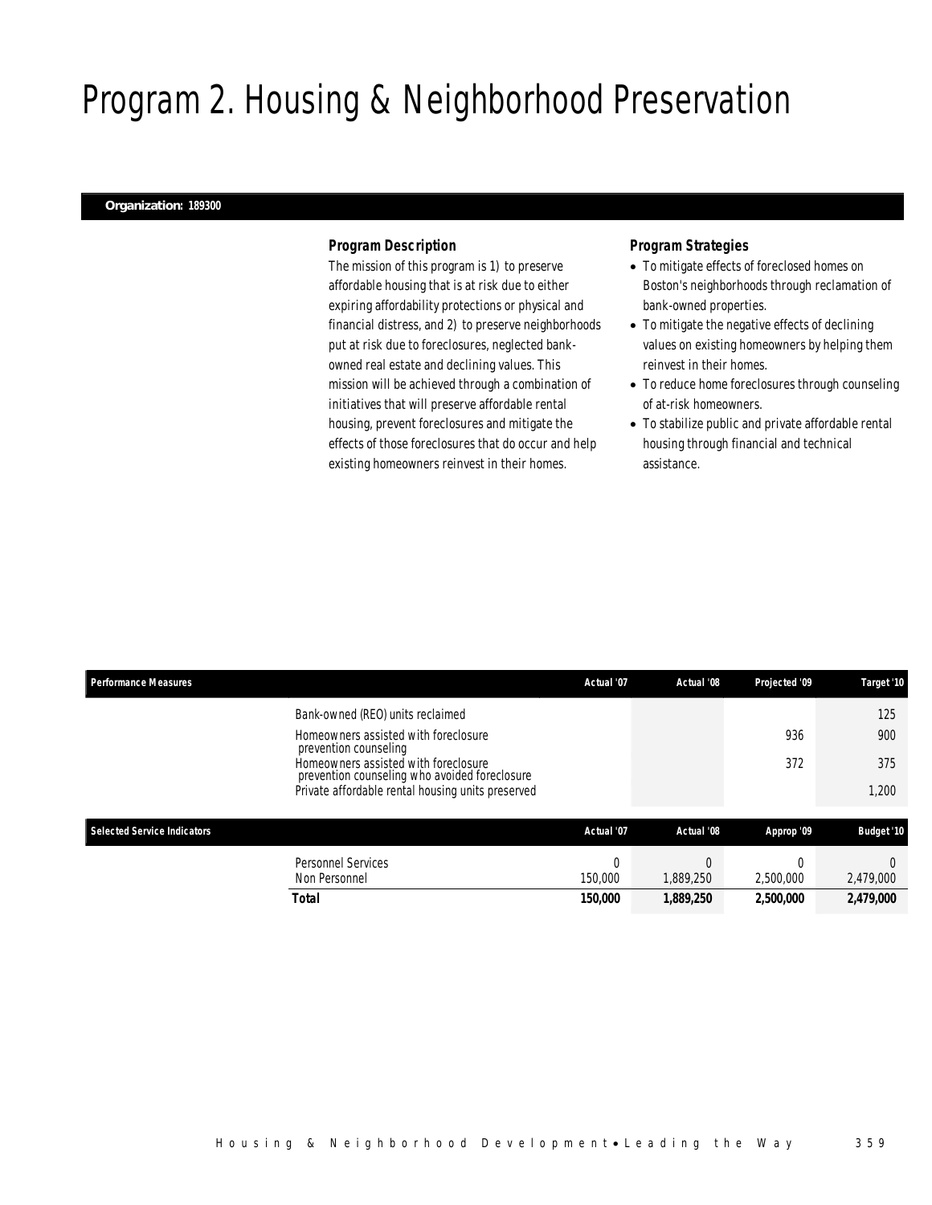# Program 2. Housing & Neighborhood Preservation

**Organization: 189300**

### *Program Description*

The mission of this program is 1) to preserve affordable housing that is at risk due to either expiring affordability protections or physical and financial distress, and 2) to preserve neighborhoods put at risk due to foreclosures, neglected bank-owned real estate and declining values. This mission will be achieved through a combination of initiatives that will preserve affordable rental housing, prevent foreclosures and mitigate the effects of those foreclosures that do occur and help existing homeowners reinvest in their homes.

### *Program Strategies*

- To mitigate effects of foreclosed homes on Boston's neighborhoods through reclamation of bank-owned properties.
- To mitigate the negative effects of declining values on existing homeowners by helping them reinvest in their homes.
- To reduce home foreclosures through counseling of at-risk homeowners.
- To stabilize public and private affordable rental housing through financial and technical assistance.

| Performance Measures | Actual '07 | Actual '08 | Projected '09 | Target '10 |
|---|---|---|---|---|
| Bank-owned (REO) units reclaimed | | | | 125 |
| Homeowners assisted with foreclosure prevention counseling | | | 936 | 900 |
| Homeowners assisted with foreclosure prevention counseling who avoided foreclosure | | | 372 | 375 |
| Private affordable rental housing units preserved | | | | 1,200 |

| Selected Service Indicators | Actual '07 | Actual '08 | Approp '09 | Budget '10 |
|---|---|---|---|---|
| Personnel Services | 0 | 0 | 0 | 0 |
| Non Personnel | 150,000 | 1,889,250 | 2,500,000 | 2,479,000 |
| **Total** | **150,000** | **1,889,250** | **2,500,000** | **2,479,000** |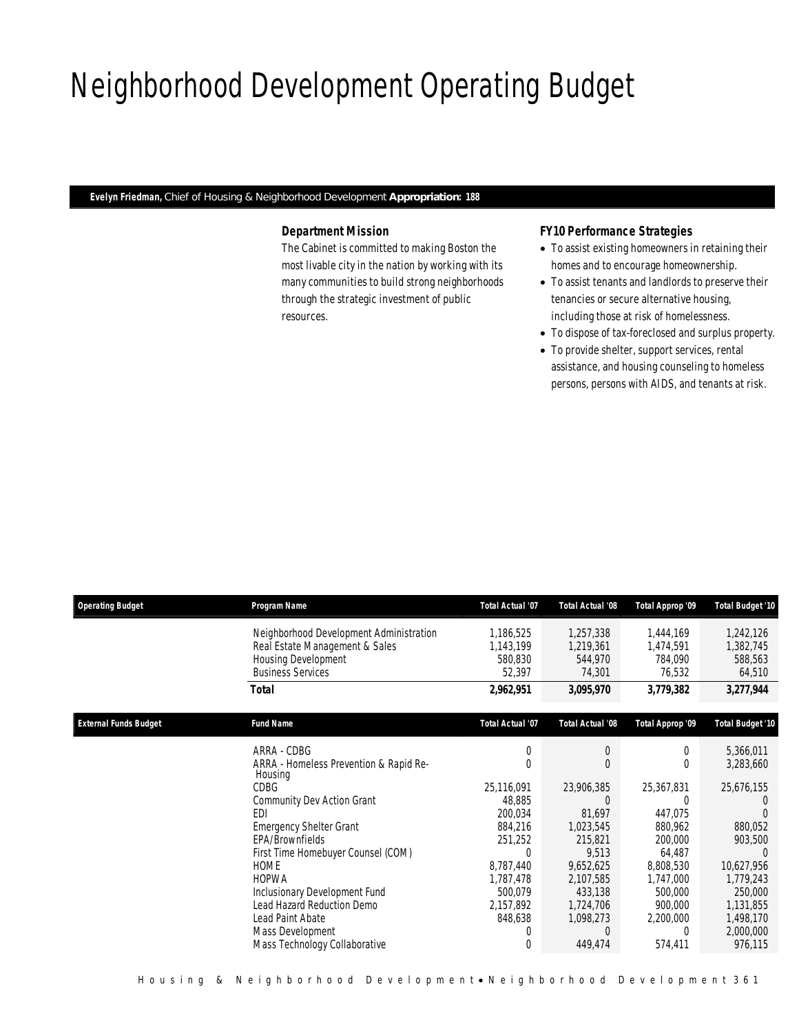# Neighborhood Development Operating Budget

**Evelyn Friedman,** Chief of Housing & Neighborhood Development **Appropriation: 188**

### Department Mission

The Cabinet is committed to making Boston the most livable city in the nation by working with its many communities to build strong neighborhoods through the strategic investment of public resources.

### FY10 Performance Strategies

- To assist existing homeowners in retaining their homes and to encourage homeownership.
- To assist tenants and landlords to preserve their tenancies or secure alternative housing, including those at risk of homelessness.
- To dispose of tax-foreclosed and surplus property.
- To provide shelter, support services, rental assistance, and housing counseling to homeless persons, persons with AIDS, and tenants at risk.

| Operating Budget | Program Name | Total Actual '07 | Total Actual '08 | Total Approp '09 | Total Budget '10 |
|---|---|---|---|---|---|
| | Neighborhood Development Administration | 1,186,525 | 1,257,338 | 1,444,169 | 1,242,126 |
| | Real Estate Management & Sales | 1,143,199 | 1,219,361 | 1,474,591 | 1,382,745 |
| | Housing Development | 580,830 | 544,970 | 784,090 | 588,563 |
| | Business Services | 52,397 | 74,301 | 76,532 | 64,510 |
| | **Total** | **2,962,951** | **3,095,970** | **3,779,382** | **3,277,944** |

| External Funds Budget | Fund Name | Total Actual '07 | Total Actual '08 | Total Approp '09 | Total Budget '10 |
|---|---|---|---|---|---|
| | ARRA - CDBG | 0 | 0 | 0 | 5,366,011 |
| | ARRA - Homeless Prevention & Rapid Re-Housing | 0 | 0 | 0 | 3,283,660 |
| | CDBG | 25,116,091 | 23,906,385 | 25,367,831 | 25,676,155 |
| | Community Dev Action Grant | 48,885 | 0 | 0 | 0 |
| | EDI | 200,034 | 81,697 | 447,075 | 0 |
| | Emergency Shelter Grant | 884,216 | 1,023,545 | 880,962 | 880,052 |
| | EPA/Brownfields | 251,252 | 215,821 | 200,000 | 903,500 |
| | First Time Homebuyer Counsel (COM) | 0 | 9,513 | 64,487 | 0 |
| | HOME | 8,787,440 | 9,652,625 | 8,808,530 | 10,627,956 |
| | HOPWA | 1,787,478 | 2,107,585 | 1,747,000 | 1,779,243 |
| | Inclusionary Development Fund | 500,079 | 433,138 | 500,000 | 250,000 |
| | Lead Hazard Reduction Demo | 2,157,892 | 1,724,706 | 900,000 | 1,131,855 |
| | Lead Paint Abate | 848,638 | 1,098,273 | 2,200,000 | 1,498,170 |
| | Mass Development | 0 | 0 | 0 | 2,000,000 |
| | Mass Technology Collaborative | 0 | 449,474 | 574,411 | 976,115 |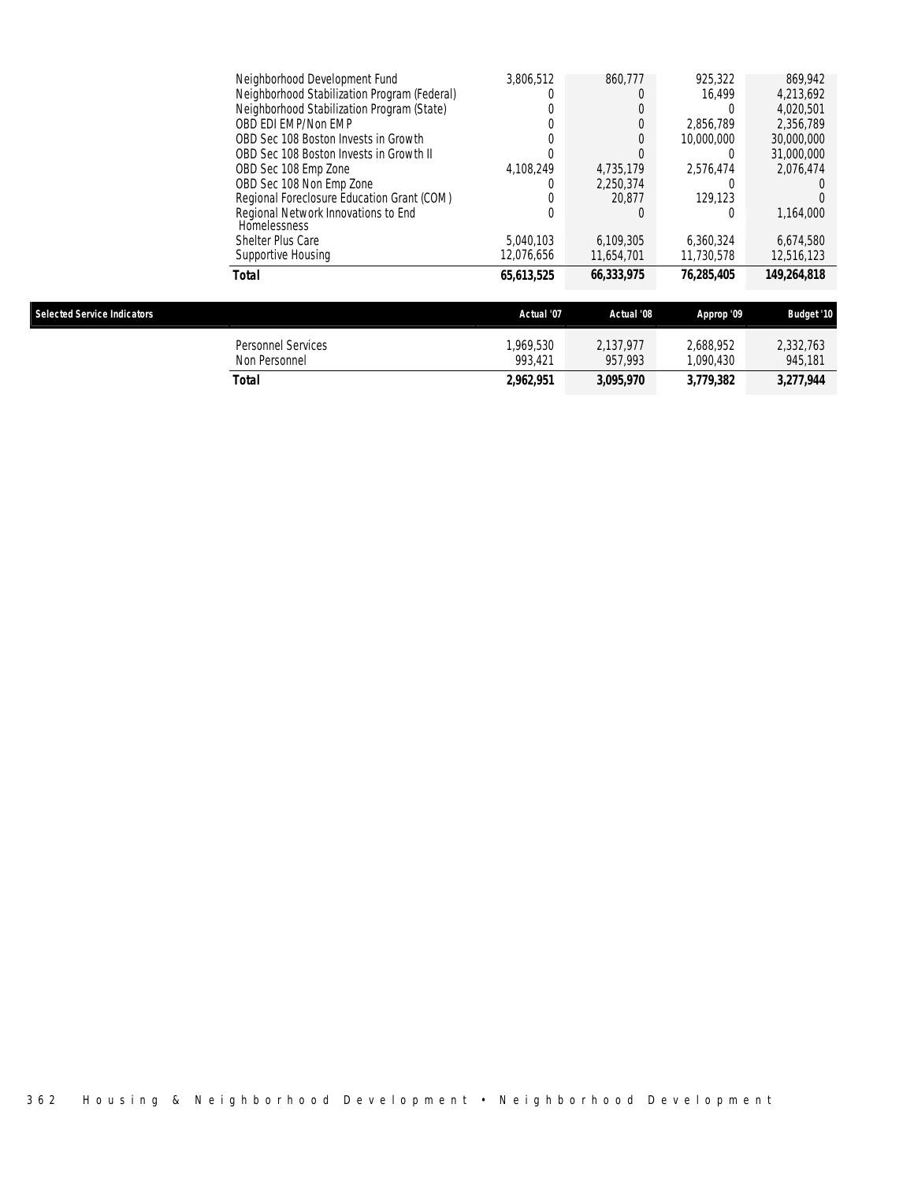| | | | | |
|---|---|---|---|---|
| Neighborhood Development Fund | 3,806,512 | 860,777 | 925,322 | 869,942 |
| Neighborhood Stabilization Program (Federal) | 0 | 0 | 16,499 | 4,213,692 |
| Neighborhood Stabilization Program (State) | 0 | 0 | 0 | 4,020,501 |
| OBD EDI EMP/Non EMP | 0 | 0 | 2,856,789 | 2,356,789 |
| OBD Sec 108 Boston Invests in Growth | 0 | 0 | 10,000,000 | 30,000,000 |
| OBD Sec 108 Boston Invests in Growth II | 0 | 0 | 0 | 31,000,000 |
| OBD Sec 108 Emp Zone | 4,108,249 | 4,735,179 | 2,576,474 | 2,076,474 |
| OBD Sec 108 Non Emp Zone | 0 | 2,250,374 | 0 | 0 |
| Regional Foreclosure Education Grant (COM) | 0 | 20,877 | 129,123 | 0 |
| Regional Network Innovations to End Homelessness | 0 | 0 | 0 | 1,164,000 |
| Shelter Plus Care | 5,040,103 | 6,109,305 | 6,360,324 | 6,674,580 |
| Supportive Housing | 12,076,656 | 11,654,701 | 11,730,578 | 12,516,123 |
| **Total** | **65,613,525** | **66,333,975** | **76,285,405** | **149,264,818** |

**Selected Service Indicators**

| | Actual '07 | Actual '08 | Approp '09 | Budget '10 |
|---|---|---|---|---|
| Personnel Services | 1,969,530 | 2,137,977 | 2,688,952 | 2,332,763 |
| Non Personnel | 993,421 | 957,993 | 1,090,430 | 945,181 |
| **Total** | **2,962,951** | **3,095,970** | **3,779,382** | **3,277,944** |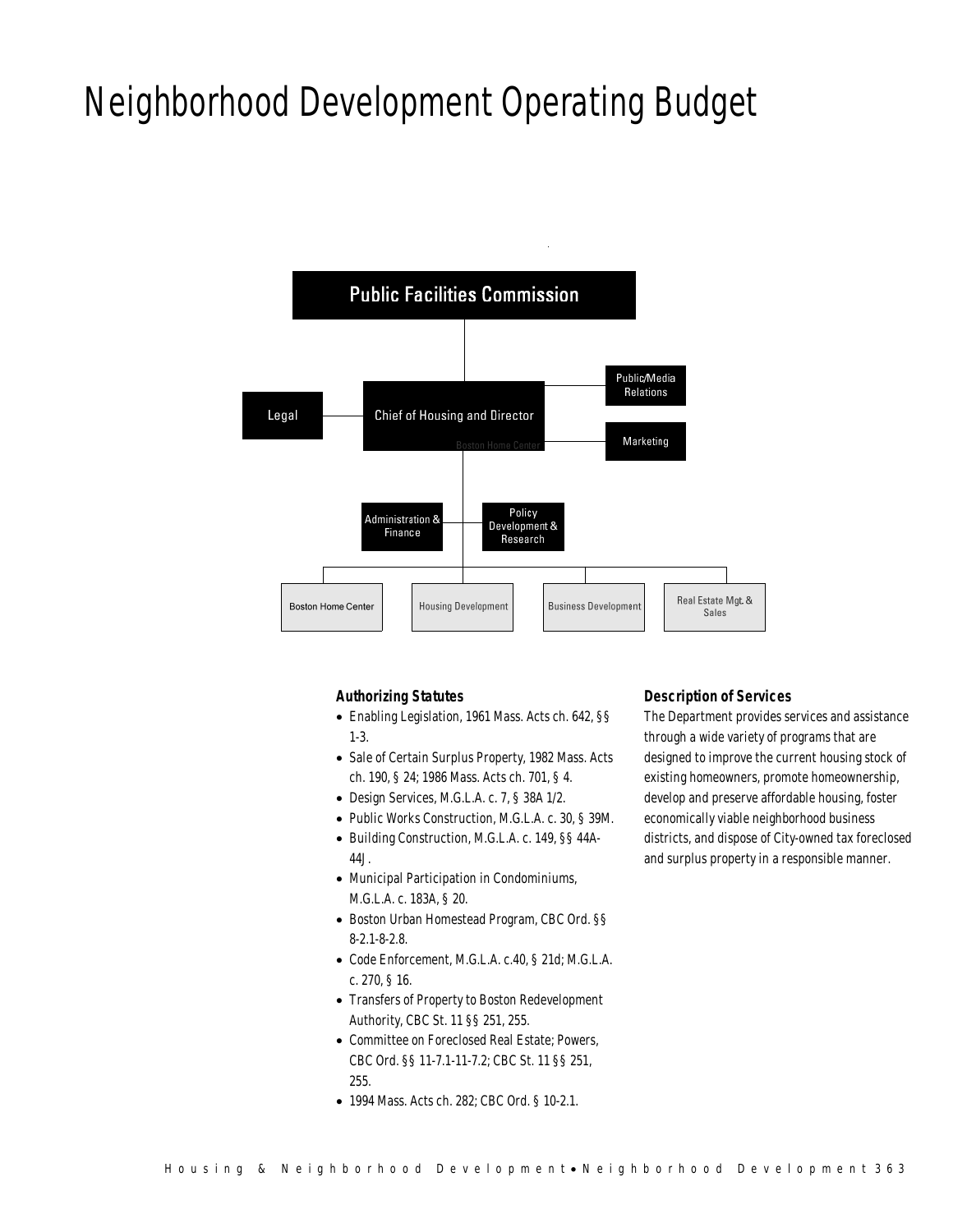# Neighborhood Development Operating Budget

Public Facilities Commission

Chief of Housing and Director

Legal

Public/Media Relations

Marketing

Administration & Finance

Policy Development & Research

Boston Home Center

Housing Development

Business Development

Real Estate Mgt. & Sales

### Authorizing Statutes

- Enabling Legislation, 1961 Mass. Acts ch. 642, §§ 1-3.
- Sale of Certain Surplus Property, 1982 Mass. Acts ch. 190, § 24; 1986 Mass. Acts ch. 701, § 4.
- Design Services, M.G.L.A. c. 7, § 38A 1/2.
- Public Works Construction, M.G.L.A. c. 30, § 39M.
- Building Construction, M.G.L.A. c. 149, §§ 44A-44J.
- Municipal Participation in Condominiums, M.G.L.A. c. 183A, § 20.
- Boston Urban Homestead Program, CBC Ord. §§ 8-2.1-8-2.8.
- Code Enforcement, M.G.L.A. c.40, § 21d; M.G.L.A. c. 270, § 16.
- Transfers of Property to Boston Redevelopment Authority, CBC St. 11 §§ 251, 255.
- Committee on Foreclosed Real Estate; Powers, CBC Ord. §§ 11-7.1-11-7.2; CBC St. 11 §§ 251, 255.
- 1994 Mass. Acts ch. 282; CBC Ord. § 10-2.1.

### Description of Services

The Department provides services and assistance through a wide variety of programs that are designed to improve the current housing stock of existing homeowners, promote homeownership, develop and preserve affordable housing, foster economically viable neighborhood business districts, and dispose of City-owned tax foreclosed and surplus property in a responsible manner.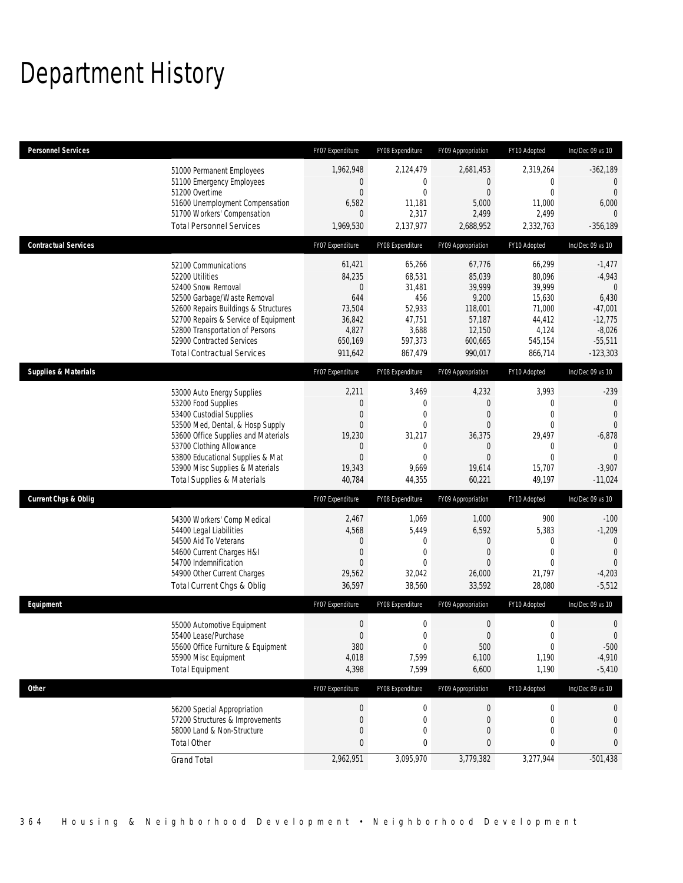# Department History

| Personnel Services | FY07 Expenditure | FY08 Expenditure | FY09 Appropriation | FY10 Adopted | Inc/Dec 09 vs 10 |
|---|---|---|---|---|---|
| 51000 Permanent Employees | 1,962,948 | 2,124,479 | 2,681,453 | 2,319,264 | -362,189 |
| 51100 Emergency Employees | 0 | 0 | 0 | 0 | 0 |
| 51200 Overtime | 0 | 0 | 0 | 0 | 0 |
| 51600 Unemployment Compensation | 6,582 | 11,181 | 5,000 | 11,000 | 6,000 |
| 51700 Workers' Compensation | 0 | 2,317 | 2,499 | 2,499 | 0 |
| Total Personnel Services | 1,969,530 | 2,137,977 | 2,688,952 | 2,332,763 | -356,189 |

| Contractual Services | FY07 Expenditure | FY08 Expenditure | FY09 Appropriation | FY10 Adopted | Inc/Dec 09 vs 10 |
|---|---|---|---|---|---|
| 52100 Communications | 61,421 | 65,266 | 67,776 | 66,299 | -1,477 |
| 52200 Utilities | 84,235 | 68,531 | 85,039 | 80,096 | -4,943 |
| 52400 Snow Removal | 0 | 31,481 | 39,999 | 39,999 | 0 |
| 52500 Garbage/Waste Removal | 644 | 456 | 9,200 | 15,630 | 6,430 |
| 52600 Repairs Buildings & Structures | 73,504 | 52,933 | 118,001 | 71,000 | -47,001 |
| 52700 Repairs & Service of Equipment | 36,842 | 47,751 | 57,187 | 44,412 | -12,775 |
| 52800 Transportation of Persons | 4,827 | 3,688 | 12,150 | 4,124 | -8,026 |
| 52900 Contracted Services | 650,169 | 597,373 | 600,665 | 545,154 | -55,511 |
| Total Contractual Services | 911,642 | 867,479 | 990,017 | 866,714 | -123,303 |

| Supplies & Materials | FY07 Expenditure | FY08 Expenditure | FY09 Appropriation | FY10 Adopted | Inc/Dec 09 vs 10 |
|---|---|---|---|---|---|
| 53000 Auto Energy Supplies | 2,211 | 3,469 | 4,232 | 3,993 | -239 |
| 53200 Food Supplies | 0 | 0 | 0 | 0 | 0 |
| 53400 Custodial Supplies | 0 | 0 | 0 | 0 | 0 |
| 53500 Med, Dental, & Hosp Supply | 0 | 0 | 0 | 0 | 0 |
| 53600 Office Supplies and Materials | 19,230 | 31,217 | 36,375 | 29,497 | -6,878 |
| 53700 Clothing Allowance | 0 | 0 | 0 | 0 | 0 |
| 53800 Educational Supplies & Mat | 0 | 0 | 0 | 0 | 0 |
| 53900 Misc Supplies & Materials | 19,343 | 9,669 | 19,614 | 15,707 | -3,907 |
| Total Supplies & Materials | 40,784 | 44,355 | 60,221 | 49,197 | -11,024 |

| Current Chgs & Oblig | FY07 Expenditure | FY08 Expenditure | FY09 Appropriation | FY10 Adopted | Inc/Dec 09 vs 10 |
|---|---|---|---|---|---|
| 54300 Workers' Comp Medical | 2,467 | 1,069 | 1,000 | 900 | -100 |
| 54400 Legal Liabilities | 4,568 | 5,449 | 6,592 | 5,383 | -1,209 |
| 54500 Aid To Veterans | 0 | 0 | 0 | 0 | 0 |
| 54600 Current Charges H&I | 0 | 0 | 0 | 0 | 0 |
| 54700 Indemnification | 0 | 0 | 0 | 0 | 0 |
| 54900 Other Current Charges | 29,562 | 32,042 | 26,000 | 21,797 | -4,203 |
| Total Current Chgs & Oblig | 36,597 | 38,560 | 33,592 | 28,080 | -5,512 |

| Equipment | FY07 Expenditure | FY08 Expenditure | FY09 Appropriation | FY10 Adopted | Inc/Dec 09 vs 10 |
|---|---|---|---|---|---|
| 55000 Automotive Equipment | 0 | 0 | 0 | 0 | 0 |
| 55400 Lease/Purchase | 0 | 0 | 0 | 0 | 0 |
| 55600 Office Furniture & Equipment | 380 | 0 | 500 | 0 | -500 |
| 55900 Misc Equipment | 4,018 | 7,599 | 6,100 | 1,190 | -4,910 |
| Total Equipment | 4,398 | 7,599 | 6,600 | 1,190 | -5,410 |

| Other | FY07 Expenditure | FY08 Expenditure | FY09 Appropriation | FY10 Adopted | Inc/Dec 09 vs 10 |
|---|---|---|---|---|---|
| 56200 Special Appropriation | 0 | 0 | 0 | 0 | 0 |
| 57200 Structures & Improvements | 0 | 0 | 0 | 0 | 0 |
| 58000 Land & Non-Structure | 0 | 0 | 0 | 0 | 0 |
| Total Other | 0 | 0 | 0 | 0 | 0 |
| Grand Total | 2,962,951 | 3,095,970 | 3,779,382 | 3,277,944 | -501,438 |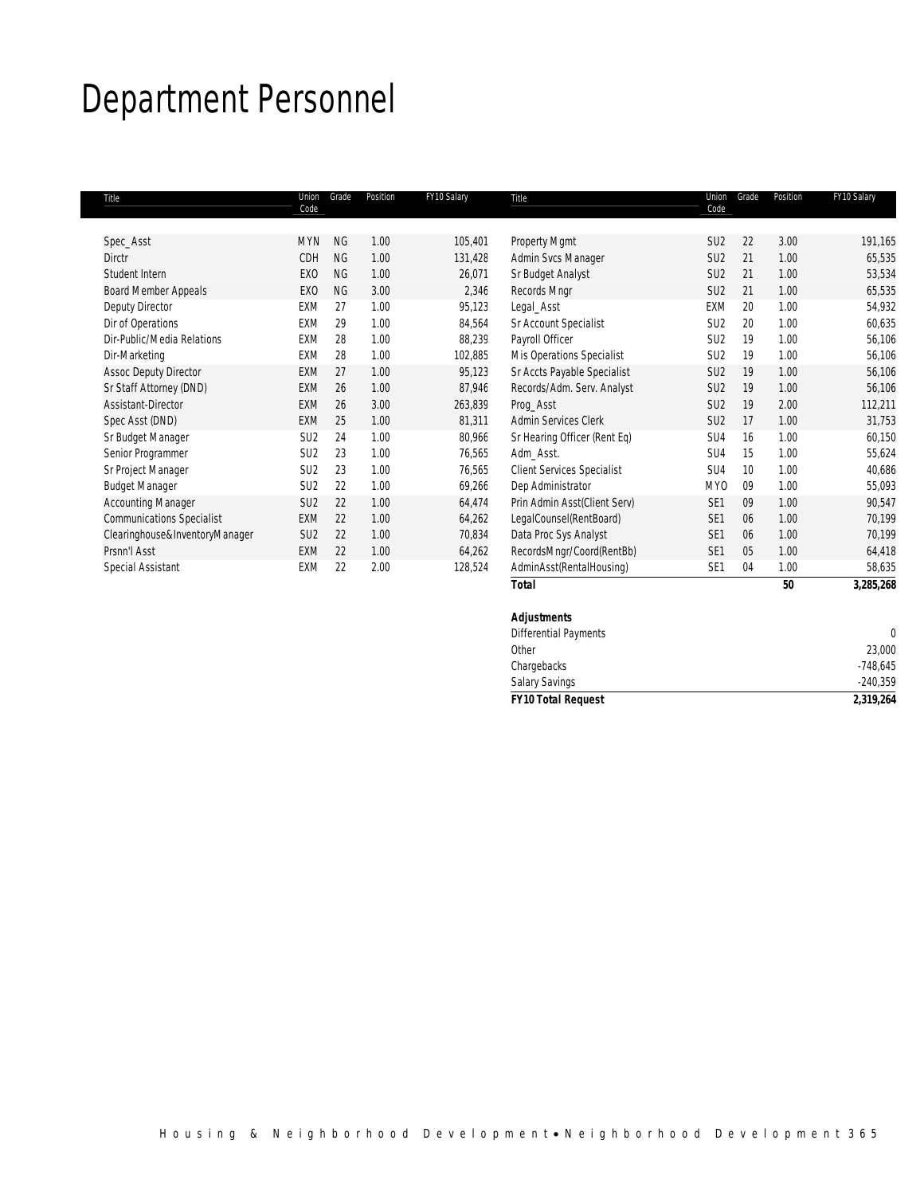# Department Personnel

| Title | Union Code | Grade | Position | FY10 Salary |
|---|---|---|---|---|
| Spec_Asst | MYN | NG | 1.00 | 105,401 |
| Dirctr | CDH | NG | 1.00 | 131,428 |
| Student Intern | EXO | NG | 1.00 | 26,071 |
| Board Member Appeals | EXO | NG | 3.00 | 2,346 |
| Deputy Director | EXM | 27 | 1.00 | 95,123 |
| Dir of Operations | EXM | 29 | 1.00 | 84,564 |
| Dir-Public/Media Relations | EXM | 28 | 1.00 | 88,239 |
| Dir-Marketing | EXM | 28 | 1.00 | 102,885 |
| Assoc Deputy Director | EXM | 27 | 1.00 | 95,123 |
| Sr Staff Attorney (DND) | EXM | 26 | 1.00 | 87,946 |
| Assistant-Director | EXM | 26 | 3.00 | 263,839 |
| Spec Asst (DND) | EXM | 25 | 1.00 | 81,311 |
| Sr Budget Manager | SU2 | 24 | 1.00 | 80,966 |
| Senior Programmer | SU2 | 23 | 1.00 | 76,565 |
| Sr Project Manager | SU2 | 23 | 1.00 | 76,565 |
| Budget Manager | SU2 | 22 | 1.00 | 69,266 |
| Accounting Manager | SU2 | 22 | 1.00 | 64,474 |
| Communications Specialist | EXM | 22 | 1.00 | 64,262 |
| Clearinghouse&InventoryManager | SU2 | 22 | 1.00 | 70,834 |
| Prsnn'l Asst | EXM | 22 | 1.00 | 64,262 |
| Special Assistant | EXM | 22 | 2.00 | 128,524 |
| Property Mgmt | SU2 | 22 | 3.00 | 191,165 |
| Admin Svcs Manager | SU2 | 21 | 1.00 | 65,535 |
| Sr Budget Analyst | SU2 | 21 | 1.00 | 53,534 |
| Records Mngr | SU2 | 21 | 1.00 | 65,535 |
| Legal_Asst | EXM | 20 | 1.00 | 54,932 |
| Sr Account Specialist | SU2 | 20 | 1.00 | 60,635 |
| Payroll Officer | SU2 | 19 | 1.00 | 56,106 |
| Mis Operations Specialist | SU2 | 19 | 1.00 | 56,106 |
| Sr Accts Payable Specialist | SU2 | 19 | 1.00 | 56,106 |
| Records/Adm. Serv. Analyst | SU2 | 19 | 1.00 | 56,106 |
| Prog_Asst | SU2 | 19 | 2.00 | 112,211 |
| Admin Services Clerk | SU2 | 17 | 1.00 | 31,753 |
| Sr Hearing Officer (Rent Eq) | SU4 | 16 | 1.00 | 60,150 |
| Adm_Asst. | SU4 | 15 | 1.00 | 55,624 |
| Client Services Specialist | SU4 | 10 | 1.00 | 40,686 |
| Dep Administrator | MYO | 09 | 1.00 | 55,093 |
| Prin Admin Asst(Client Serv) | SE1 | 09 | 1.00 | 90,547 |
| LegalCounsel(RentBoard) | SE1 | 06 | 1.00 | 70,199 |
| Data Proc Sys Analyst | SE1 | 06 | 1.00 | 70,199 |
| RecordsMngr/Coord(RentBb) | SE1 | 05 | 1.00 | 64,418 |
| AdminAsst(RentalHousing) | SE1 | 04 | 1.00 | 58,635 |
| **Total** | | | **50** | **3,285,268** |

| **Adjustments** | |
|---|---|
| Differential Payments | 0 |
| Other | 23,000 |
| Chargebacks | -748,645 |
| Salary Savings | -240,359 |
| **FY10 Total Request** | **2,319,264** |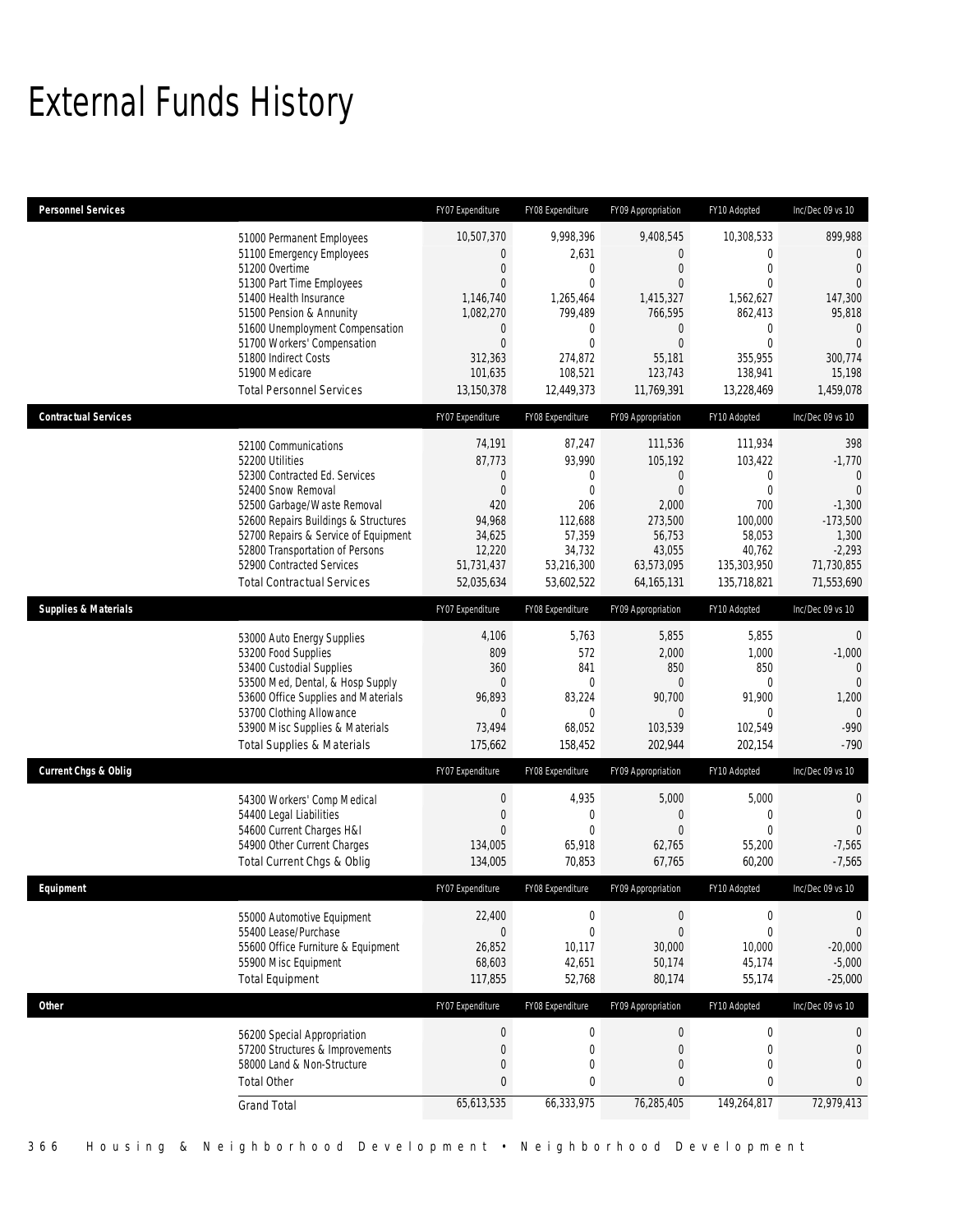# External Funds History

| Personnel Services | FY07 Expenditure | FY08 Expenditure | FY09 Appropriation | FY10 Adopted | Inc/Dec 09 vs 10 |
|---|---|---|---|---|---|
| 51000 Permanent Employees | 10,507,370 | 9,998,396 | 9,408,545 | 10,308,533 | 899,988 |
| 51100 Emergency Employees | 0 | 2,631 | 0 | 0 | 0 |
| 51200 Overtime | 0 | 0 | 0 | 0 | 0 |
| 51300 Part Time Employees | 0 | 0 | 0 | 0 | 0 |
| 51400 Health Insurance | 1,146,740 | 1,265,464 | 1,415,327 | 1,562,627 | 147,300 |
| 51500 Pension & Annunity | 1,082,270 | 799,489 | 766,595 | 862,413 | 95,818 |
| 51600 Unemployment Compensation | 0 | 0 | 0 | 0 | 0 |
| 51700 Workers' Compensation | 0 | 0 | 0 | 0 | 0 |
| 51800 Indirect Costs | 312,363 | 274,872 | 55,181 | 355,955 | 300,774 |
| 51900 Medicare | 101,635 | 108,521 | 123,743 | 138,941 | 15,198 |
| Total Personnel Services | 13,150,378 | 12,449,373 | 11,769,391 | 13,228,469 | 1,459,078 |

| Contractual Services | FY07 Expenditure | FY08 Expenditure | FY09 Appropriation | FY10 Adopted | Inc/Dec 09 vs 10 |
|---|---|---|---|---|---|
| 52100 Communications | 74,191 | 87,247 | 111,536 | 111,934 | 398 |
| 52200 Utilities | 87,773 | 93,990 | 105,192 | 103,422 | -1,770 |
| 52300 Contracted Ed. Services | 0 | 0 | 0 | 0 | 0 |
| 52400 Snow Removal | 0 | 0 | 0 | 0 | 0 |
| 52500 Garbage/Waste Removal | 420 | 206 | 2,000 | 700 | -1,300 |
| 52600 Repairs Buildings & Structures | 94,968 | 112,688 | 273,500 | 100,000 | -173,500 |
| 52700 Repairs & Service of Equipment | 34,625 | 57,359 | 56,753 | 58,053 | 1,300 |
| 52800 Transportation of Persons | 12,220 | 34,732 | 43,055 | 40,762 | -2,293 |
| 52900 Contracted Services | 51,731,437 | 53,216,300 | 63,573,095 | 135,303,950 | 71,730,855 |
| Total Contractual Services | 52,035,634 | 53,602,522 | 64,165,131 | 135,718,821 | 71,553,690 |

| Supplies & Materials | FY07 Expenditure | FY08 Expenditure | FY09 Appropriation | FY10 Adopted | Inc/Dec 09 vs 10 |
|---|---|---|---|---|---|
| 53000 Auto Energy Supplies | 4,106 | 5,763 | 5,855 | 5,855 | 0 |
| 53200 Food Supplies | 809 | 572 | 2,000 | 1,000 | -1,000 |
| 53400 Custodial Supplies | 360 | 841 | 850 | 850 | 0 |
| 53500 Med, Dental, & Hosp Supply | 0 | 0 | 0 | 0 | 0 |
| 53600 Office Supplies and Materials | 96,893 | 83,224 | 90,700 | 91,900 | 1,200 |
| 53700 Clothing Allowance | 0 | 0 | 0 | 0 | 0 |
| 53900 Misc Supplies & Materials | 73,494 | 68,052 | 103,539 | 102,549 | -990 |
| Total Supplies & Materials | 175,662 | 158,452 | 202,944 | 202,154 | -790 |

| Current Chgs & Oblig | FY07 Expenditure | FY08 Expenditure | FY09 Appropriation | FY10 Adopted | Inc/Dec 09 vs 10 |
|---|---|---|---|---|---|
| 54300 Workers' Comp Medical | 0 | 4,935 | 5,000 | 5,000 | 0 |
| 54400 Legal Liabilities | 0 | 0 | 0 | 0 | 0 |
| 54600 Current Charges H&I | 0 | 0 | 0 | 0 | 0 |
| 54900 Other Current Charges | 134,005 | 65,918 | 62,765 | 55,200 | -7,565 |
| Total Current Chgs & Oblig | 134,005 | 70,853 | 67,765 | 60,200 | -7,565 |

| Equipment | FY07 Expenditure | FY08 Expenditure | FY09 Appropriation | FY10 Adopted | Inc/Dec 09 vs 10 |
|---|---|---|---|---|---|
| 55000 Automotive Equipment | 22,400 | 0 | 0 | 0 | 0 |
| 55400 Lease/Purchase | 0 | 0 | 0 | 0 | 0 |
| 55600 Office Furniture & Equipment | 26,852 | 10,117 | 30,000 | 10,000 | -20,000 |
| 55900 Misc Equipment | 68,603 | 42,651 | 50,174 | 45,174 | -5,000 |
| Total Equipment | 117,855 | 52,768 | 80,174 | 55,174 | -25,000 |

| Other | FY07 Expenditure | FY08 Expenditure | FY09 Appropriation | FY10 Adopted | Inc/Dec 09 vs 10 |
|---|---|---|---|---|---|
| 56200 Special Appropriation | 0 | 0 | 0 | 0 | 0 |
| 57200 Structures & Improvements | 0 | 0 | 0 | 0 | 0 |
| 58000 Land & Non-Structure | 0 | 0 | 0 | 0 | 0 |
| Total Other | 0 | 0 | 0 | 0 | 0 |
| Grand Total | 65,613,535 | 66,333,975 | 76,285,405 | 149,264,817 | 72,979,413 |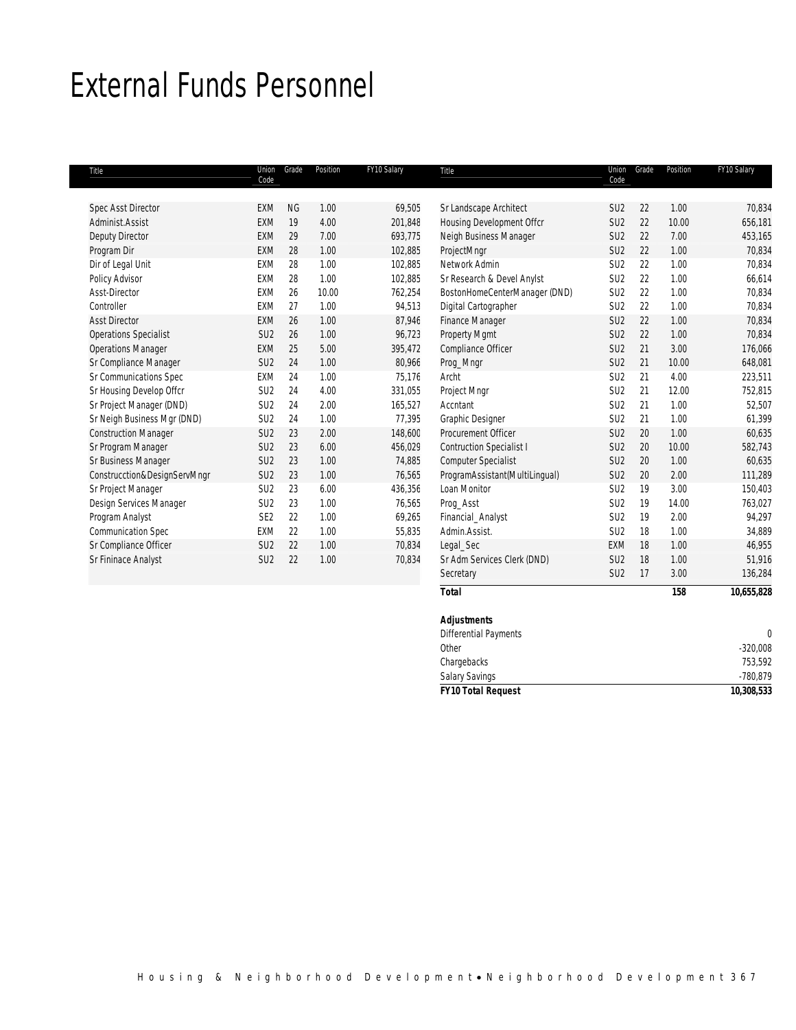# External Funds Personnel

| Title | Union Code | Grade | Position | FY10 Salary |
|---|---|---|---|---|
| Spec Asst Director | EXM | NG | 1.00 | 69,505 |
| Administ.Assist | EXM | 19 | 4.00 | 201,848 |
| Deputy Director | EXM | 29 | 7.00 | 693,775 |
| Program Dir | EXM | 28 | 1.00 | 102,885 |
| Dir of Legal Unit | EXM | 28 | 1.00 | 102,885 |
| Policy Advisor | EXM | 28 | 1.00 | 102,885 |
| Asst-Director | EXM | 26 | 10.00 | 762,254 |
| Controller | EXM | 27 | 1.00 | 94,513 |
| Asst Director | EXM | 26 | 1.00 | 87,946 |
| Operations Specialist | SU2 | 26 | 1.00 | 96,723 |
| Operations Manager | EXM | 25 | 5.00 | 395,472 |
| Sr Compliance Manager | SU2 | 24 | 1.00 | 80,966 |
| Sr Communications Spec | EXM | 24 | 1.00 | 75,176 |
| Sr Housing Develop Offcr | SU2 | 24 | 4.00 | 331,055 |
| Sr Project Manager (DND) | SU2 | 24 | 2.00 | 165,527 |
| Sr Neigh Business Mgr (DND) | SU2 | 24 | 1.00 | 77,395 |
| Construction Manager | SU2 | 23 | 2.00 | 148,600 |
| Sr Program Manager | SU2 | 23 | 6.00 | 456,029 |
| Sr Business Manager | SU2 | 23 | 1.00 | 74,885 |
| Constructction&DesignServMngr | SU2 | 23 | 1.00 | 76,565 |
| Sr Project Manager | SU2 | 23 | 6.00 | 436,356 |
| Design Services Manager | SU2 | 23 | 1.00 | 76,565 |
| Program Analyst | SE2 | 22 | 1.00 | 69,265 |
| Communication Spec | EXM | 22 | 1.00 | 55,835 |
| Sr Compliance Officer | SU2 | 22 | 1.00 | 70,834 |
| Sr Fininace Analyst | SU2 | 22 | 1.00 | 70,834 |
| Sr Landscape Architect | SU2 | 22 | 1.00 | 70,834 |
| Housing Development Offcr | SU2 | 22 | 10.00 | 656,181 |
| Neigh Business Manager | SU2 | 22 | 7.00 | 453,165 |
| ProjectMngr | SU2 | 22 | 1.00 | 70,834 |
| Network Admin | SU2 | 22 | 1.00 | 70,834 |
| Sr Research & Devel Anylst | SU2 | 22 | 1.00 | 66,614 |
| BostonHomeCenterManager (DND) | SU2 | 22 | 1.00 | 70,834 |
| Digital Cartographer | SU2 | 22 | 1.00 | 70,834 |
| Finance Manager | SU2 | 22 | 1.00 | 70,834 |
| Property Mgmt | SU2 | 22 | 1.00 | 70,834 |
| Compliance Officer | SU2 | 21 | 3.00 | 176,066 |
| Prog_Mngr | SU2 | 21 | 10.00 | 648,081 |
| Archt | SU2 | 21 | 4.00 | 223,511 |
| Project Mngr | SU2 | 21 | 12.00 | 752,815 |
| Accntant | SU2 | 21 | 1.00 | 52,507 |
| Graphic Designer | SU2 | 21 | 1.00 | 61,399 |
| Procurement Officer | SU2 | 20 | 1.00 | 60,635 |
| Contruction Specialist I | SU2 | 20 | 10.00 | 582,743 |
| Computer Specialist | SU2 | 20 | 1.00 | 60,635 |
| ProgramAssistant(MultiLingual) | SU2 | 20 | 2.00 | 111,289 |
| Loan Monitor | SU2 | 19 | 3.00 | 150,403 |
| Prog_Asst | SU2 | 19 | 14.00 | 763,027 |
| Financial_Analyst | SU2 | 19 | 2.00 | 94,297 |
| Admin.Assist. | SU2 | 18 | 1.00 | 34,889 |
| Legal_Sec | EXM | 18 | 1.00 | 46,955 |
| Sr Adm Services Clerk (DND) | SU2 | 18 | 1.00 | 51,916 |
| Secretary | SU2 | 17 | 3.00 | 136,284 |
| **Total** | | | **158** | **10,655,828** |

| **Adjustments** | |
|---|---|
| Differential Payments | 0 |
| Other | -320,008 |
| Chargebacks | 753,592 |
| Salary Savings | -780,879 |
| **FY10 Total Request** | **10,308,533** |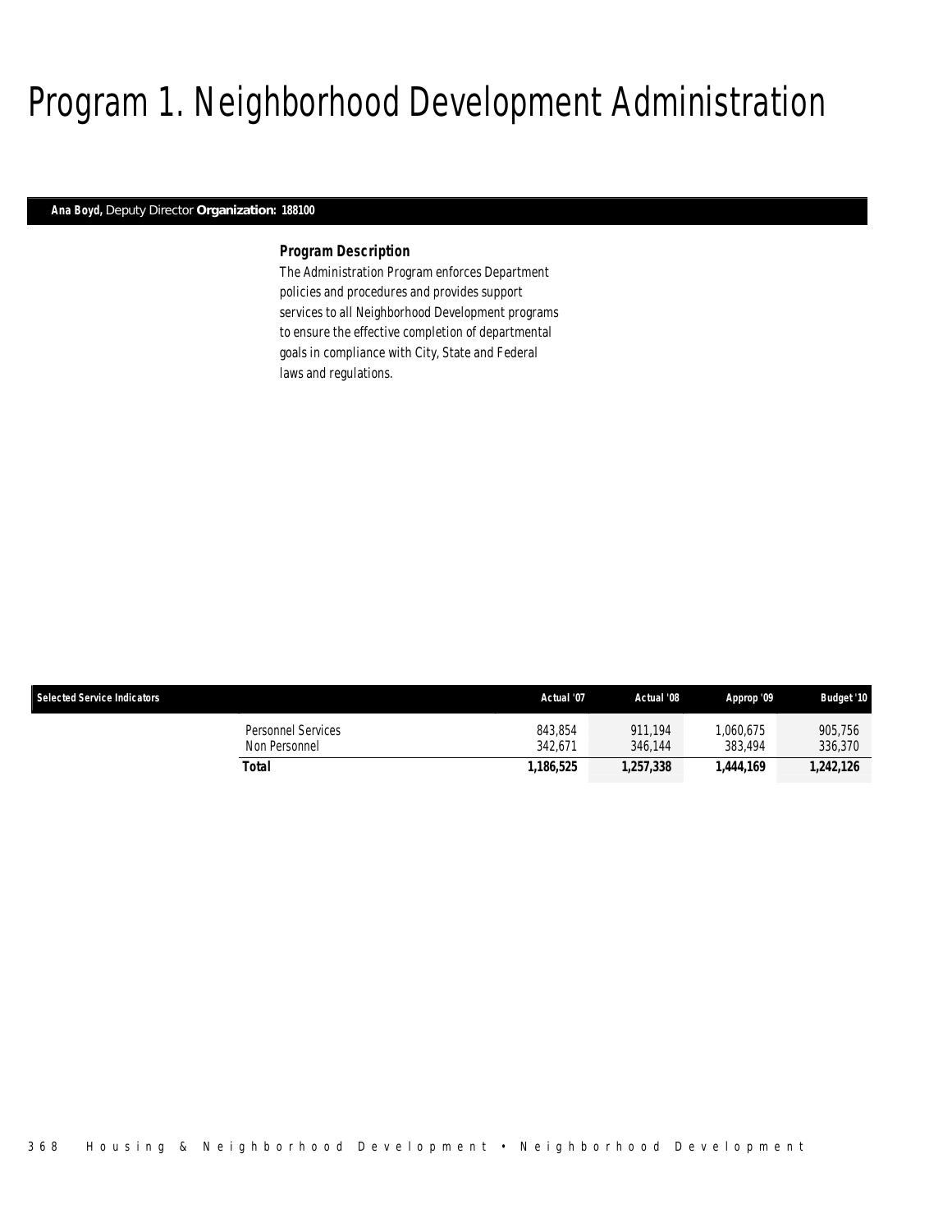# Program 1. Neighborhood Development Administration

**Ana Boyd,** Deputy Director **Organization: 188100**

### *Program Description*

The Administration Program enforces Department policies and procedures and provides support services to all Neighborhood Development programs to ensure the effective completion of departmental goals in compliance with City, State and Federal laws and regulations.

| Selected Service Indicators | Actual '07 | Actual '08 | Approp '09 | Budget '10 |
|---|---|---|---|---|
| Personnel Services | 843,854 | 911,194 | 1,060,675 | 905,756 |
| Non Personnel | 342,671 | 346,144 | 383,494 | 336,370 |
| **Total** | **1,186,525** | **1,257,338** | **1,444,169** | **1,242,126** |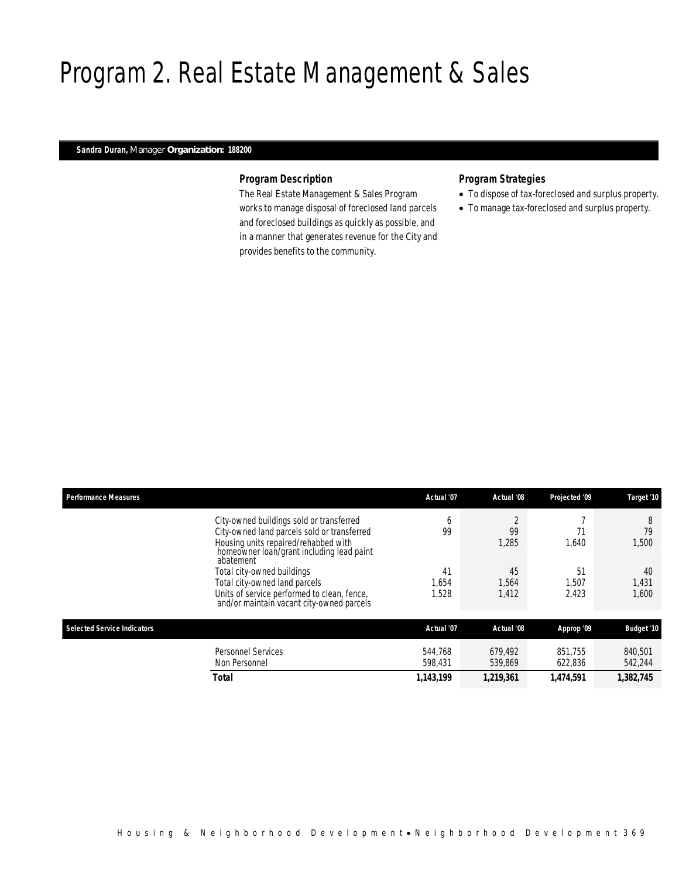# Program 2. Real Estate Management & Sales

**Sandra Duran,** Manager **Organization: 188200**

### Program Description

The Real Estate Management & Sales Program works to manage disposal of foreclosed land parcels and foreclosed buildings as quickly as possible, and in a manner that generates revenue for the City and provides benefits to the community.

### Program Strategies

- To dispose of tax-foreclosed and surplus property.
- To manage tax-foreclosed and surplus property.

| Performance Measures | Actual '07 | Actual '08 | Projected '09 | Target '10 |
|---|---|---|---|---|
| City-owned buildings sold or transferred | 6 | 2 | 7 | 8 |
| City-owned land parcels sold or transferred | 99 | 99 | 71 | 79 |
| Housing units repaired/rehabbed with homeowner loan/grant including lead paint abatement | | 1,285 | 1,640 | 1,500 |
| Total city-owned buildings | 41 | 45 | 51 | 40 |
| Total city-owned land parcels | 1,654 | 1,564 | 1,507 | 1,431 |
| Units of service performed to clean, fence, and/or maintain vacant city-owned parcels | 1,528 | 1,412 | 2,423 | 1,600 |

| Selected Service Indicators | Actual '07 | Actual '08 | Approp '09 | Budget '10 |
|---|---|---|---|---|
| Personnel Services | 544,768 | 679,492 | 851,755 | 840,501 |
| Non Personnel | 598,431 | 539,869 | 622,836 | 542,244 |
| **Total** | **1,143,199** | **1,219,361** | **1,474,591** | **1,382,745** |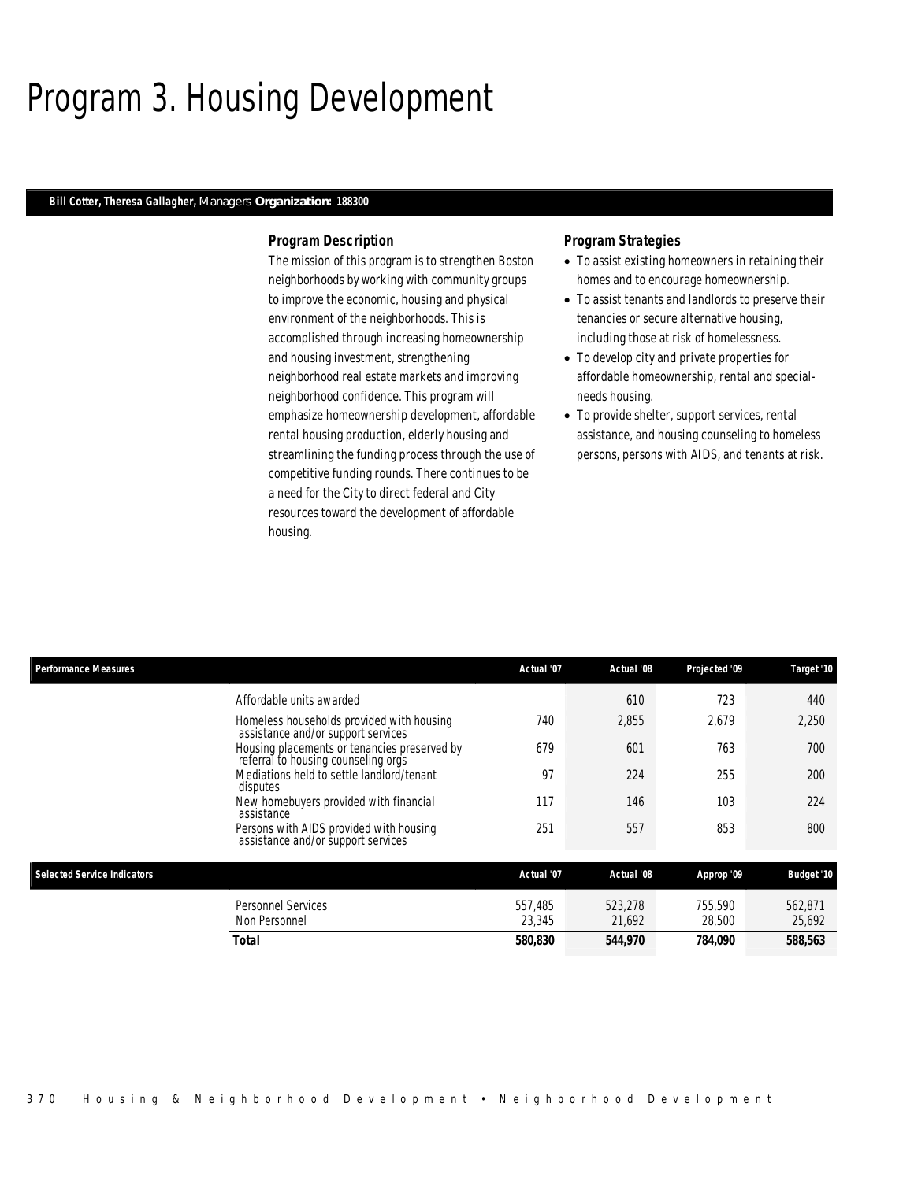# Program 3. Housing Development

**Bill Cotter, Theresa Gallagher,** Managers **Organization: 188300**

### *Program Description*

The mission of this program is to strengthen Boston neighborhoods by working with community groups to improve the economic, housing and physical environment of the neighborhoods. This is accomplished through increasing homeownership and housing investment, strengthening neighborhood real estate markets and improving neighborhood confidence. This program will emphasize homeownership development, affordable rental housing production, elderly housing and streamlining the funding process through the use of competitive funding rounds. There continues to be a need for the City to direct federal and City resources toward the development of affordable housing.

### *Program Strategies*

- To assist existing homeowners in retaining their homes and to encourage homeownership.
- To assist tenants and landlords to preserve their tenancies or secure alternative housing, including those at risk of homelessness.
- To develop city and private properties for affordable homeownership, rental and special-needs housing.
- To provide shelter, support services, rental assistance, and housing counseling to homeless persons, persons with AIDS, and tenants at risk.

| Performance Measures | Actual '07 | Actual '08 | Projected '09 | Target '10 |
|---|---|---|---|---|
| Affordable units awarded | | 610 | 723 | 440 |
| Homeless households provided with housing assistance and/or support services | 740 | 2,855 | 2,679 | 2,250 |
| Housing placements or tenancies preserved by referral to housing counseling orgs | 679 | 601 | 763 | 700 |
| Mediations held to settle landlord/tenant disputes | 97 | 224 | 255 | 200 |
| New homebuyers provided with financial assistance | 117 | 146 | 103 | 224 |
| Persons with AIDS provided with housing assistance and/or support services | 251 | 557 | 853 | 800 |

| Selected Service Indicators | Actual '07 | Actual '08 | Approp '09 | Budget '10 |
|---|---|---|---|---|
| Personnel Services | 557,485 | 523,278 | 755,590 | 562,871 |
| Non Personnel | 23,345 | 21,692 | 28,500 | 25,692 |
| **Total** | **580,830** | **544,970** | **784,090** | **588,563** |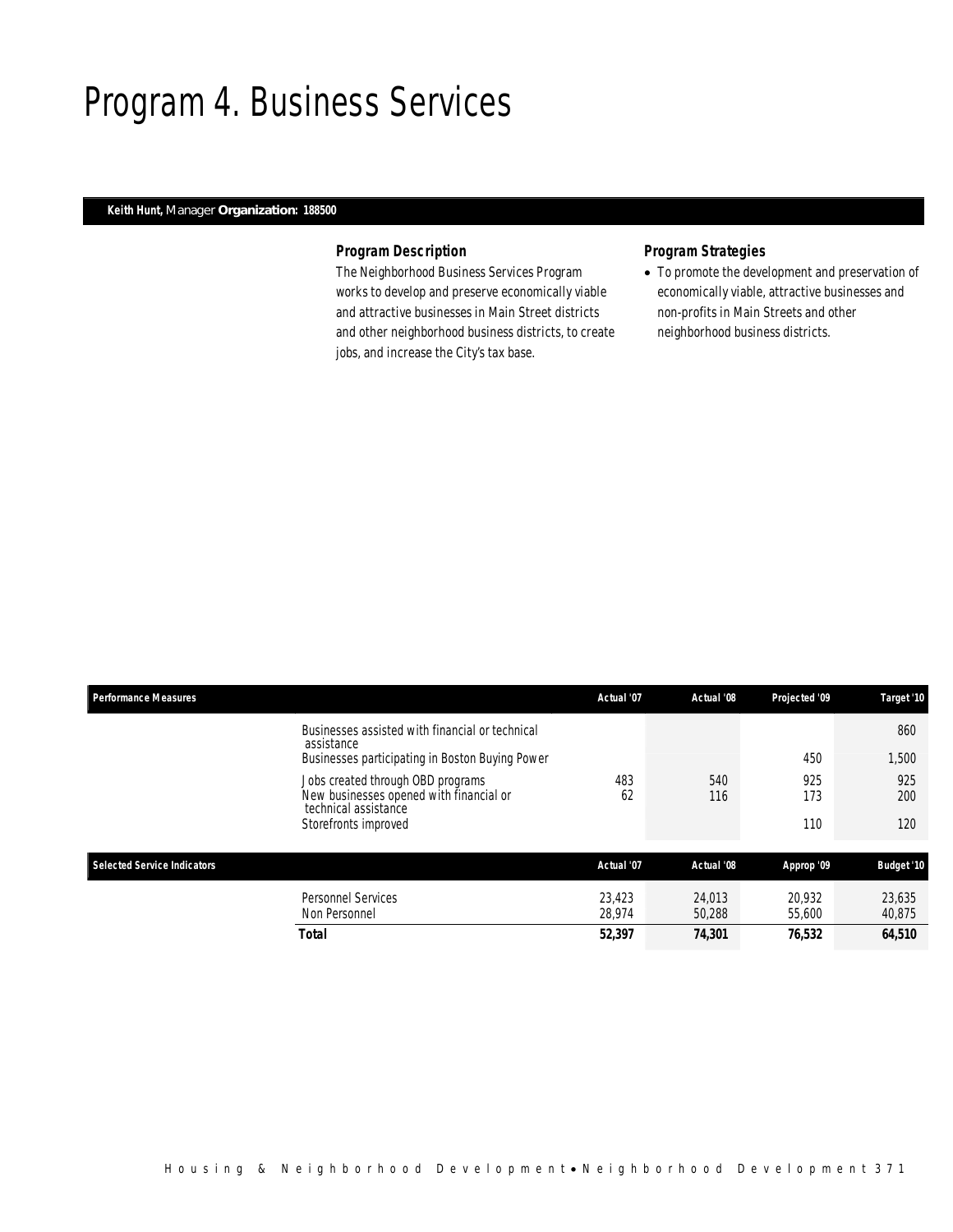# Program 4. Business Services

**Keith Hunt,** Manager **Organization: 188500**

### Program Description

The Neighborhood Business Services Program works to develop and preserve economically viable and attractive businesses in Main Street districts and other neighborhood business districts, to create jobs, and increase the City's tax base.

### Program Strategies

- To promote the development and preservation of economically viable, attractive businesses and non-profits in Main Streets and other neighborhood business districts.

| Performance Measures | Actual '07 | Actual '08 | Projected '09 | Target '10 |
|---|---|---|---|---|
| Businesses assisted with financial or technical assistance | | | | 860 |
| Businesses participating in Boston Buying Power | | | 450 | 1,500 |
| Jobs created through OBD programs | 483 | 540 | 925 | 925 |
| New businesses opened with financial or technical assistance | 62 | 116 | 173 | 200 |
| Storefronts improved | | | 110 | 120 |

| Selected Service Indicators | Actual '07 | Actual '08 | Approp '09 | Budget '10 |
|---|---|---|---|---|
| Personnel Services | 23,423 | 24,013 | 20,932 | 23,635 |
| Non Personnel | 28,974 | 50,288 | 55,600 | 40,875 |
| **Total** | **52,397** | **74,301** | **76,532** | **64,510** |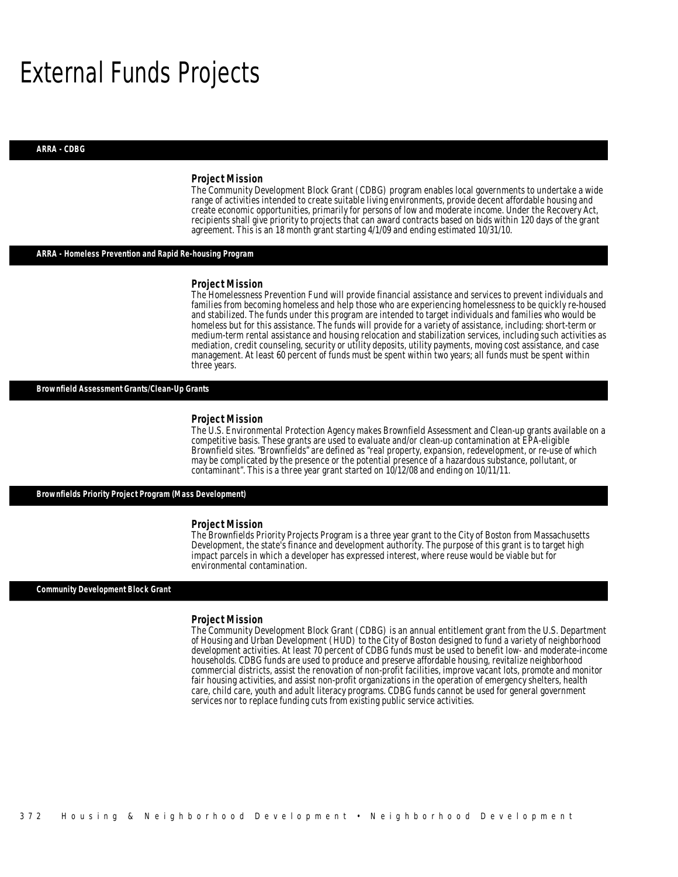# External Funds Projects

## ARRA - CDBG

### Project Mission

The Community Development Block Grant (CDBG) program enables local governments to undertake a wide range of activities intended to create suitable living environments, provide decent affordable housing and create economic opportunities, primarily for persons of low and moderate income. Under the Recovery Act, recipients shall give priority to projects that can award contracts based on bids within 120 days of the grant agreement. This is an 18 month grant starting 4/1/09 and ending estimated 10/31/10.

## ARRA - Homeless Prevention and Rapid Re-housing Program

### Project Mission

The Homelessness Prevention Fund will provide financial assistance and services to prevent individuals and families from becoming homeless and help those who are experiencing homelessness to be quickly re-housed and stabilized. The funds under this program are intended to target individuals and families who would be homeless but for this assistance. The funds will provide for a variety of assistance, including: short-term or medium-term rental assistance and housing relocation and stabilization services, including such activities as mediation, credit counseling, security or utility deposits, utility payments, moving cost assistance, and case management. At least 60 percent of funds must be spent within two years; all funds must be spent within three years.

## Brownfield Assessment Grants/Clean-Up Grants

### Project Mission

The U.S. Environmental Protection Agency makes Brownfield Assessment and Clean-up grants available on a competitive basis. These grants are used to evaluate and/or clean-up contamination at EPA-eligible Brownfield sites. "Brownfields" are defined as "real property, expansion, redevelopment, or re-use of which may be complicated by the presence or the potential presence of a hazardous substance, pollutant, or contaminant". This is a three year grant started on 10/12/08 and ending on 10/11/11.

## Brownfields Priority Project Program (Mass Development)

### Project Mission

The Brownfields Priority Projects Program is a three year grant to the City of Boston from Massachusetts Development, the state's finance and development authority. The purpose of this grant is to target high impact parcels in which a developer has expressed interest, where reuse would be viable but for environmental contamination.

## Community Development Block Grant

### Project Mission

The Community Development Block Grant (CDBG) is an annual entitlement grant from the U.S. Department of Housing and Urban Development (HUD) to the City of Boston designed to fund a variety of neighborhood development activities. At least 70 percent of CDBG funds must be used to benefit low- and moderate-income households. CDBG funds are used to produce and preserve affordable housing, revitalize neighborhood commercial districts, assist the renovation of non-profit facilities, improve vacant lots, promote and monitor fair housing activities, and assist non-profit organizations in the operation of emergency shelters, health care, child care, youth and adult literacy programs. CDBG funds cannot be used for general government services nor to replace funding cuts from existing public service activities.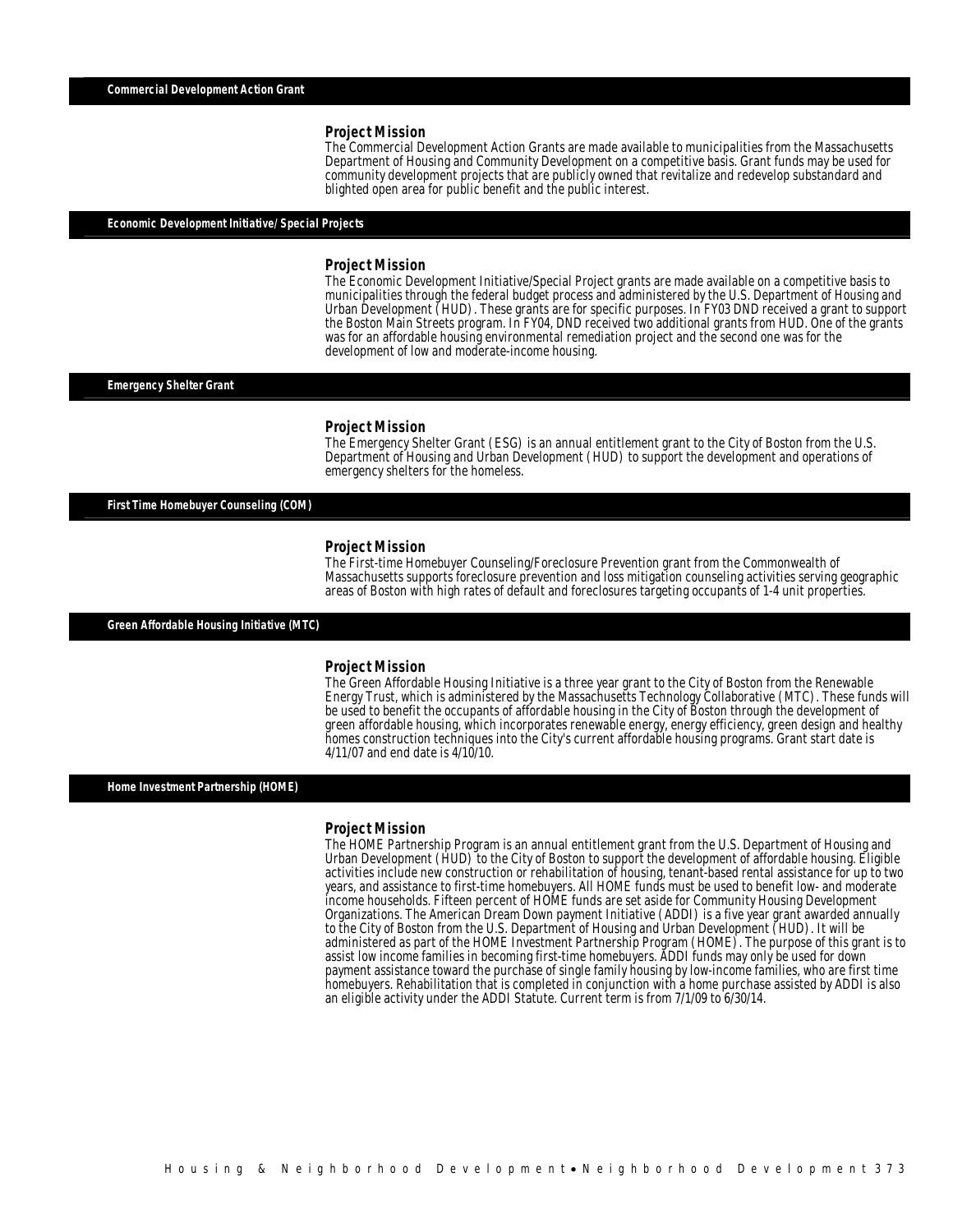## Commercial Development Action Grant

### Project Mission

The Commercial Development Action Grants are made available to municipalities from the Massachusetts Department of Housing and Community Development on a competitive basis. Grant funds may be used for community development projects that are publicly owned that revitalize and redevelop substandard and blighted open area for public benefit and the public interest.

## Economic Development Initiative/ Special Projects

### Project Mission

The Economic Development Initiative/Special Project grants are made available on a competitive basis to municipalities through the federal budget process and administered by the U.S. Department of Housing and Urban Development (HUD). These grants are for specific purposes. In FY03 DND received a grant to support the Boston Main Streets program. In FY04, DND received two additional grants from HUD. One of the grants was for an affordable housing environmental remediation project and the second one was for the development of low and moderate-income housing.

## Emergency Shelter Grant

### Project Mission

The Emergency Shelter Grant (ESG) is an annual entitlement grant to the City of Boston from the U.S. Department of Housing and Urban Development (HUD) to support the development and operations of emergency shelters for the homeless.

## First Time Homebuyer Counseling (COM)

### Project Mission

The First-time Homebuyer Counseling/Foreclosure Prevention grant from the Commonwealth of Massachusetts supports foreclosure prevention and loss mitigation counseling activities serving geographic areas of Boston with high rates of default and foreclosures targeting occupants of 1-4 unit properties.

## Green Affordable Housing Initiative (MTC)

### Project Mission

The Green Affordable Housing Initiative is a three year grant to the City of Boston from the Renewable Energy Trust, which is administered by the Massachusetts Technology Collaborative (MTC). These funds will be used to benefit the occupants of affordable housing in the City of Boston through the development of green affordable housing, which incorporates renewable energy, energy efficiency, green design and healthy homes construction techniques into the City's current affordable housing programs. Grant start date is 4/11/07 and end date is 4/10/10.

## Home Investment Partnership (HOME)

### Project Mission

The HOME Partnership Program is an annual entitlement grant from the U.S. Department of Housing and Urban Development (HUD) to the City of Boston to support the development of affordable housing. Eligible activities include new construction or rehabilitation of housing, tenant-based rental assistance for up to two years, and assistance to first-time homebuyers. All HOME funds must be used to benefit low- and moderate income households. Fifteen percent of HOME funds are set aside for Community Housing Development Organizations. The American Dream Down payment Initiative (ADDI) is a five year grant awarded annually to the City of Boston from the U.S. Department of Housing and Urban Development (HUD). It will be administered as part of the HOME Investment Partnership Program (HOME). The purpose of this grant is to assist low income families in becoming first-time homebuyers. ADDI funds may only be used for down payment assistance toward the purchase of single family housing by low-income families, who are first time homebuyers. Rehabilitation that is completed in conjunction with a home purchase assisted by ADDI is also an eligible activity under the ADDI Statute. Current term is from 7/1/09 to 6/30/14.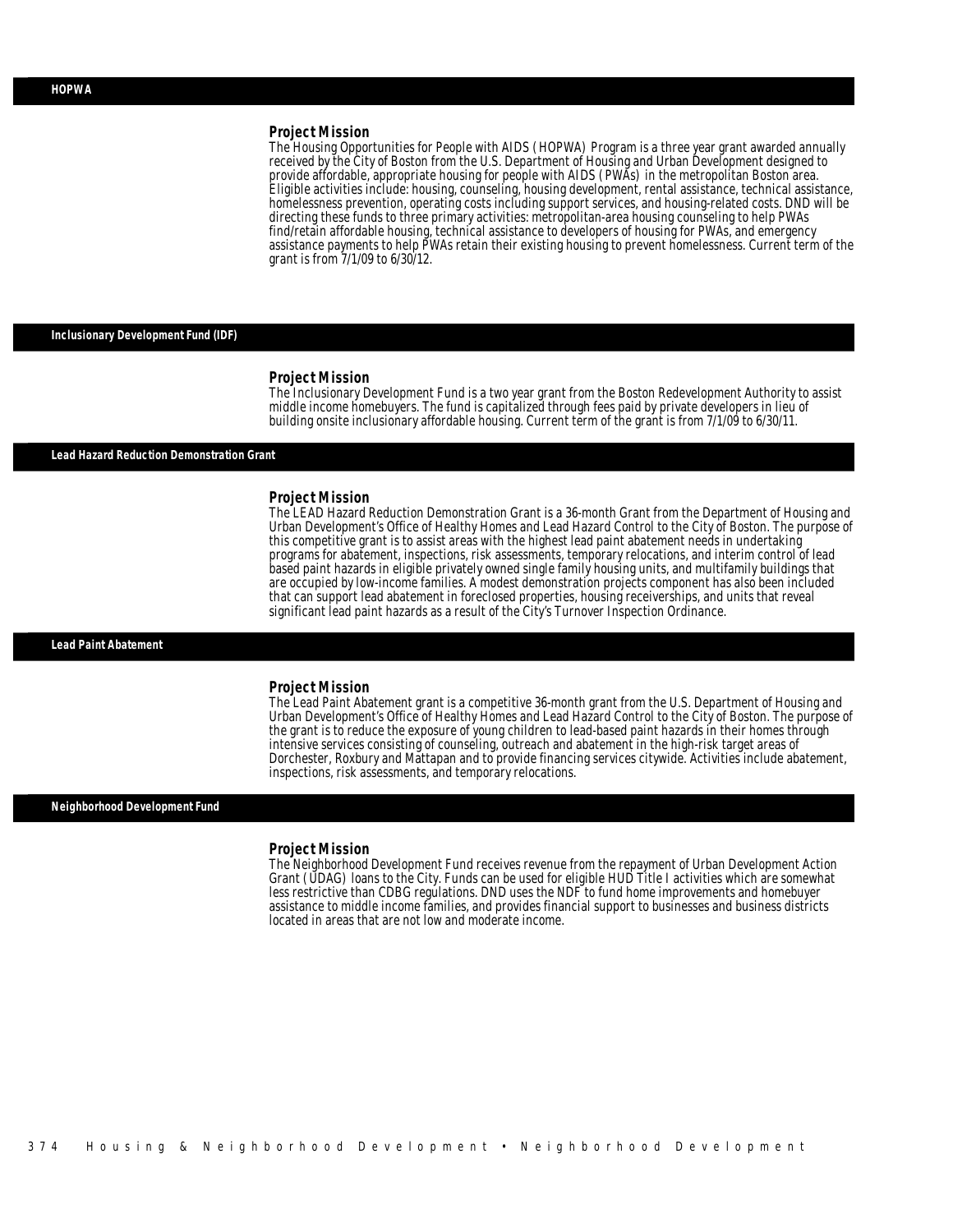## HOPWA

### Project Mission

The Housing Opportunities for People with AIDS (HOPWA) Program is a three year grant awarded annually received by the City of Boston from the U.S. Department of Housing and Urban Development designed to provide affordable, appropriate housing for people with AIDS (PWAs) in the metropolitan Boston area. Eligible activities include: housing, counseling, housing development, rental assistance, technical assistance, homelessness prevention, operating costs including support services, and housing-related costs. DND will be directing these funds to three primary activities: metropolitan-area housing counseling to help PWAs find/retain affordable housing, technical assistance to developers of housing for PWAs, and emergency assistance payments to help PWAs retain their existing housing to prevent homelessness. Current term of the grant is from 7/1/09 to 6/30/12.

## Inclusionary Development Fund (IDF)

### Project Mission

The Inclusionary Development Fund is a two year grant from the Boston Redevelopment Authority to assist middle income homebuyers. The fund is capitalized through fees paid by private developers in lieu of building onsite inclusionary affordable housing. Current term of the grant is from 7/1/09 to 6/30/11.

## Lead Hazard Reduction Demonstration Grant

### Project Mission

The LEAD Hazard Reduction Demonstration Grant is a 36-month Grant from the Department of Housing and Urban Development's Office of Healthy Homes and Lead Hazard Control to the City of Boston. The purpose of this competitive grant is to assist areas with the highest lead paint abatement needs in undertaking programs for abatement, inspections, risk assessments, temporary relocations, and interim control of lead based paint hazards in eligible privately owned single family housing units, and multifamily buildings that are occupied by low-income families. A modest demonstration projects component has also been included that can support lead abatement in foreclosed properties, housing receiverships, and units that reveal significant lead paint hazards as a result of the City's Turnover Inspection Ordinance.

## Lead Paint Abatement

### Project Mission

The Lead Paint Abatement grant is a competitive 36-month grant from the U.S. Department of Housing and Urban Development's Office of Healthy Homes and Lead Hazard Control to the City of Boston. The purpose of the grant is to reduce the exposure of young children to lead-based paint hazards in their homes through intensive services consisting of counseling, outreach and abatement in the high-risk target areas of Dorchester, Roxbury and Mattapan and to provide financing services citywide. Activities include abatement, inspections, risk assessments, and temporary relocations.

## Neighborhood Development Fund

### Project Mission

The Neighborhood Development Fund receives revenue from the repayment of Urban Development Action Grant (UDAG) loans to the City. Funds can be used for eligible HUD Title I activities which are somewhat less restrictive than CDBG regulations. DND uses the NDF to fund home improvements and homebuyer assistance to middle income families, and provides financial support to businesses and business districts located in areas that are not low and moderate income.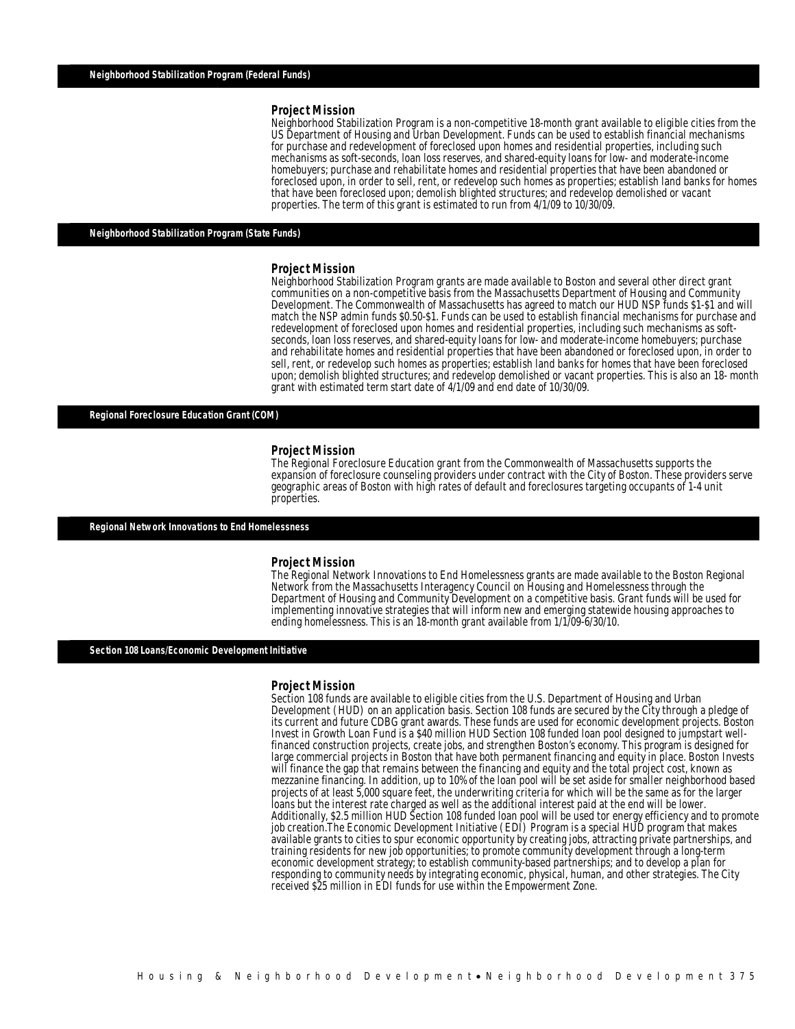## Neighborhood Stabilization Program (Federal Funds)

### Project Mission

Neighborhood Stabilization Program is a non-competitive 18-month grant available to eligible cities from the US Department of Housing and Urban Development. Funds can be used to establish financial mechanisms for purchase and redevelopment of foreclosed upon homes and residential properties, including such mechanisms as soft-seconds, loan loss reserves, and shared-equity loans for low- and moderate-income homebuyers; purchase and rehabilitate homes and residential properties that have been abandoned or foreclosed upon, in order to sell, rent, or redevelop such homes as properties; establish land banks for homes that have been foreclosed upon; demolish blighted structures; and redevelop demolished or vacant properties. The term of this grant is estimated to run from 4/1/09 to 10/30/09.

## Neighborhood Stabilization Program (State Funds)

### Project Mission

Neighborhood Stabilization Program grants are made available to Boston and several other direct grant communities on a non-competitive basis from the Massachusetts Department of Housing and Community Development. The Commonwealth of Massachusetts has agreed to match our HUD NSP funds $1-$1 and will match the NSP admin funds $0.50-$1. Funds can be used to establish financial mechanisms for purchase and redevelopment of foreclosed upon homes and residential properties, including such mechanisms as soft-seconds, loan loss reserves, and shared-equity loans for low- and moderate-income homebuyers; purchase and rehabilitate homes and residential properties that have been abandoned or foreclosed upon, in order to sell, rent, or redevelop such homes as properties; establish land banks for homes that have been foreclosed upon; demolish blighted structures; and redevelop demolished or vacant properties. This is also an 18- month grant with estimated term start date of 4/1/09 and end date of 10/30/09.

## Regional Foreclosure Education Grant (COM)

### Project Mission

The Regional Foreclosure Education grant from the Commonwealth of Massachusetts supports the expansion of foreclosure counseling providers under contract with the City of Boston. These providers serve geographic areas of Boston with high rates of default and foreclosures targeting occupants of 1-4 unit properties.

## Regional Network Innovations to End Homelessness

### Project Mission

The Regional Network Innovations to End Homelessness grants are made available to the Boston Regional Network from the Massachusetts Interagency Council on Housing and Homelessness through the Department of Housing and Community Development on a competitive basis. Grant funds will be used for implementing innovative strategies that will inform new and emerging statewide housing approaches to ending homelessness. This is an 18-month grant available from 1/1/09-6/30/10.

## Section 108 Loans/Economic Development Initiative

### Project Mission

Section 108 funds are available to eligible cities from the U.S. Department of Housing and Urban Development (HUD) on an application basis. Section 108 funds are secured by the City through a pledge of its current and future CDBG grant awards. These funds are used for economic development projects. Boston Invest in Growth Loan Fund is a $40 million HUD Section 108 funded loan pool designed to jumpstart well-financed construction projects, create jobs, and strengthen Boston's economy. This program is designed for large commercial projects in Boston that have both permanent financing and equity in place. Boston Invests will finance the gap that remains between the financing and equity and the total project cost, known as mezzanine financing. In addition, up to 10% of the loan pool will be set aside for smaller neighborhood based projects of at least 5,000 square feet, the underwriting criteria for which will be the same as for the larger loans but the interest rate charged as well as the additional interest paid at the end will be lower. Additionally, $2.5 million HUD Section 108 funded loan pool will be used tor energy efficiency and to promote job creation.The Economic Development Initiative (EDI) Program is a special HUD program that makes available grants to cities to spur economic opportunity by creating jobs, attracting private partnerships, and training residents for new job opportunities; to promote community development through a long-term economic development strategy; to establish community-based partnerships; and to develop a plan for responding to community needs by integrating economic, physical, human, and other strategies. The City received $25 million in EDI funds for use within the Empowerment Zone.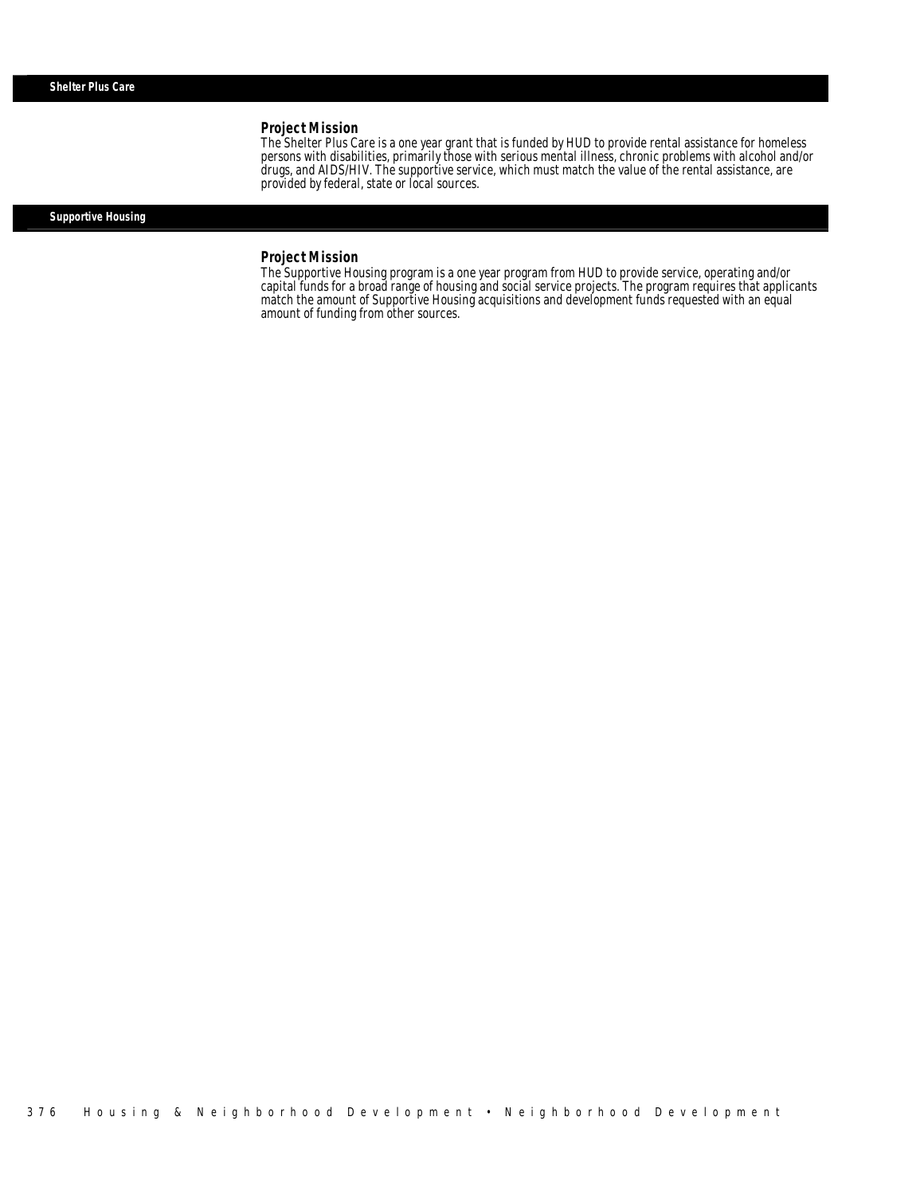## Shelter Plus Care

### Project Mission

The Shelter Plus Care is a one year grant that is funded by HUD to provide rental assistance for homeless persons with disabilities, primarily those with serious mental illness, chronic problems with alcohol and/or drugs, and AIDS/HIV. The supportive service, which must match the value of the rental assistance, are provided by federal, state or local sources.

## Supportive Housing

### Project Mission

The Supportive Housing program is a one year program from HUD to provide service, operating and/or capital funds for a broad range of housing and social service projects. The program requires that applicants match the amount of Supportive Housing acquisitions and development funds requested with an equal amount of funding from other sources.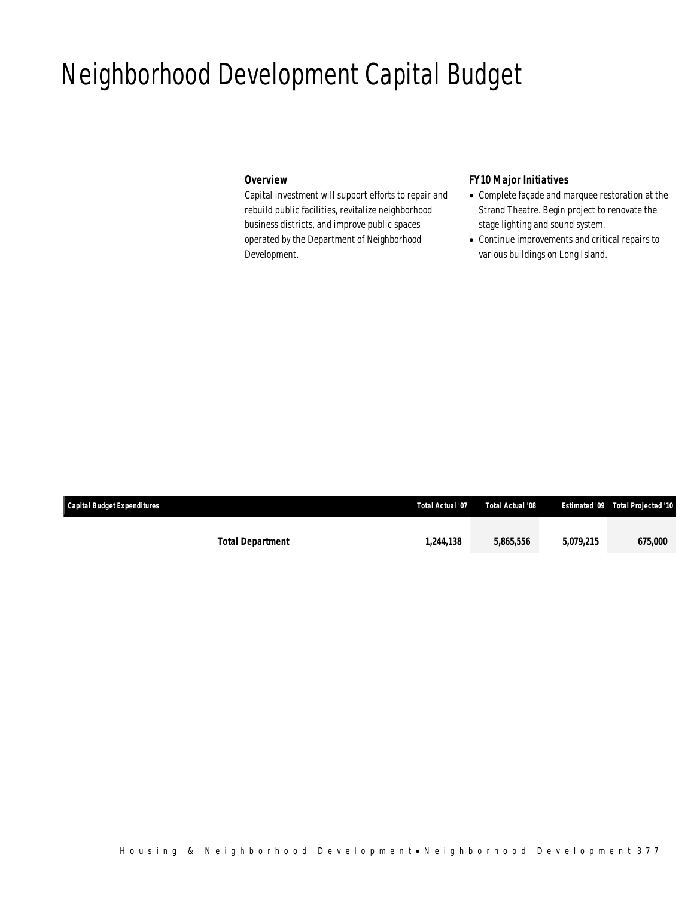# Neighborhood Development Capital Budget

### Overview

Capital investment will support efforts to repair and rebuild public facilities, revitalize neighborhood business districts, and improve public spaces operated by the Department of Neighborhood Development.

### FY10 Major Initiatives

- Complete façade and marquee restoration at the Strand Theatre. Begin project to renovate the stage lighting and sound system.
- Continue improvements and critical repairs to various buildings on Long Island.

| Capital Budget Expenditures | Total Actual '07 | Total Actual '08 | Estimated '09 | Total Projected '10 |
|---|---|---|---|---|
| **Total Department** | **1,244,138** | **5,865,556** | **5,079,215** | **675,000** |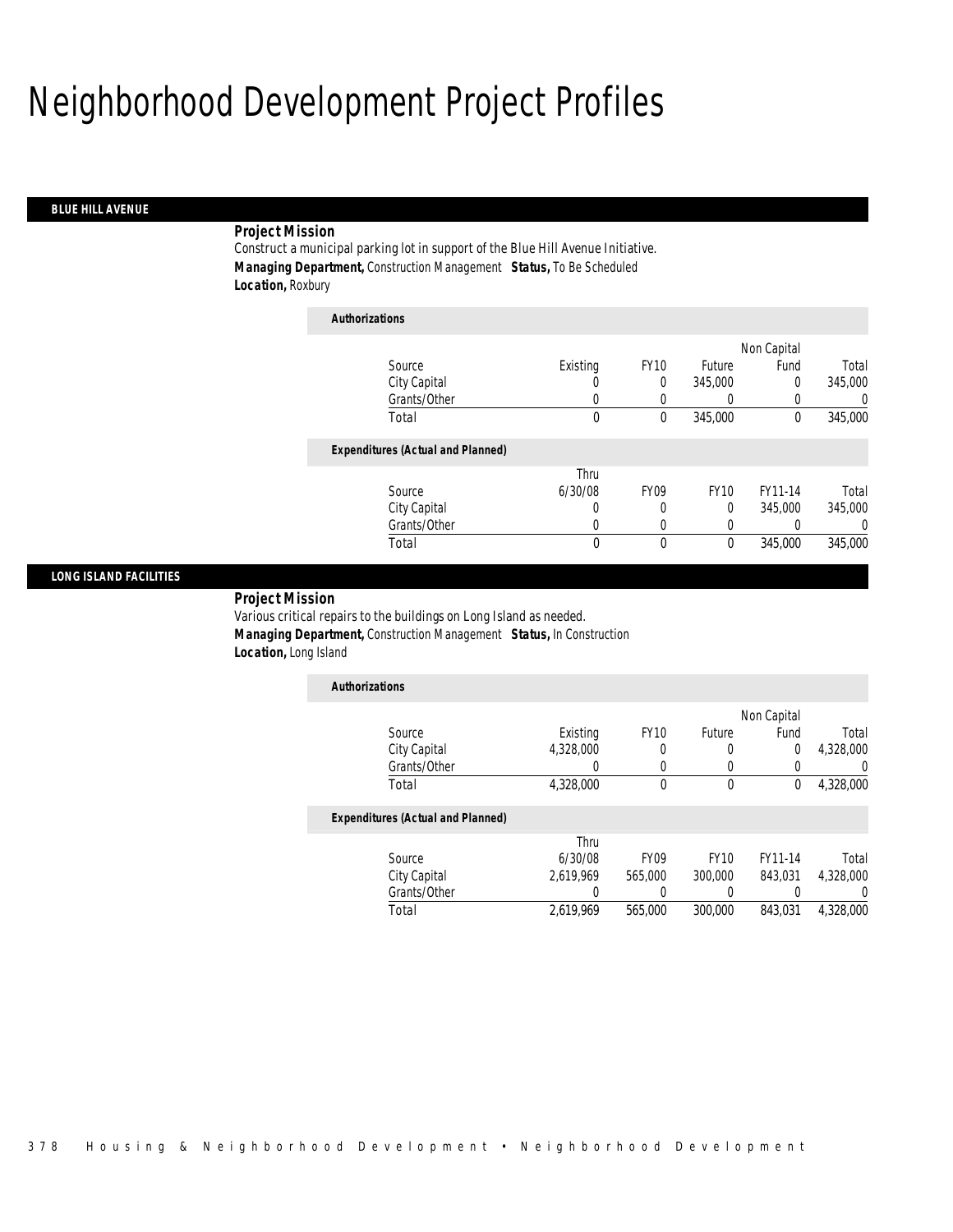# Neighborhood Development Project Profiles

## BLUE HILL AVENUE

**Project Mission**

Construct a municipal parking lot in support of the Blue Hill Avenue Initiative.

***Managing Department,*** Construction Management ***Status,*** To Be Scheduled

***Location,*** Roxbury

***Authorizations***

| Source | Existing | FY10 | Future | Non Capital Fund | Total |
|---|---|---|---|---|---|
| City Capital | 0 | 0 | 345,000 | 0 | 345,000 |
| Grants/Other | 0 | 0 | 0 | 0 | 0 |
| Total | 0 | 0 | 345,000 | 0 | 345,000 |

***Expenditures (Actual and Planned)***

| Source | Thru 6/30/08 | FY09 | FY10 | FY11-14 | Total |
|---|---|---|---|---|---|
| City Capital | 0 | 0 | 0 | 345,000 | 345,000 |
| Grants/Other | 0 | 0 | 0 | 0 | 0 |
| Total | 0 | 0 | 0 | 345,000 | 345,000 |

## LONG ISLAND FACILITIES

**Project Mission**

Various critical repairs to the buildings on Long Island as needed.

***Managing Department,*** Construction Management ***Status,*** In Construction

***Location,*** Long Island

***Authorizations***

| Source | Existing | FY10 | Future | Non Capital Fund | Total |
|---|---|---|---|---|---|
| City Capital | 4,328,000 | 0 | 0 | 0 | 4,328,000 |
| Grants/Other | 0 | 0 | 0 | 0 | 0 |
| Total | 4,328,000 | 0 | 0 | 0 | 4,328,000 |

***Expenditures (Actual and Planned)***

| Source | Thru 6/30/08 | FY09 | FY10 | FY11-14 | Total |
|---|---|---|---|---|---|
| City Capital | 2,619,969 | 565,000 | 300,000 | 843,031 | 4,328,000 |
| Grants/Other | 0 | 0 | 0 | 0 | 0 |
| Total | 2,619,969 | 565,000 | 300,000 | 843,031 | 4,328,000 |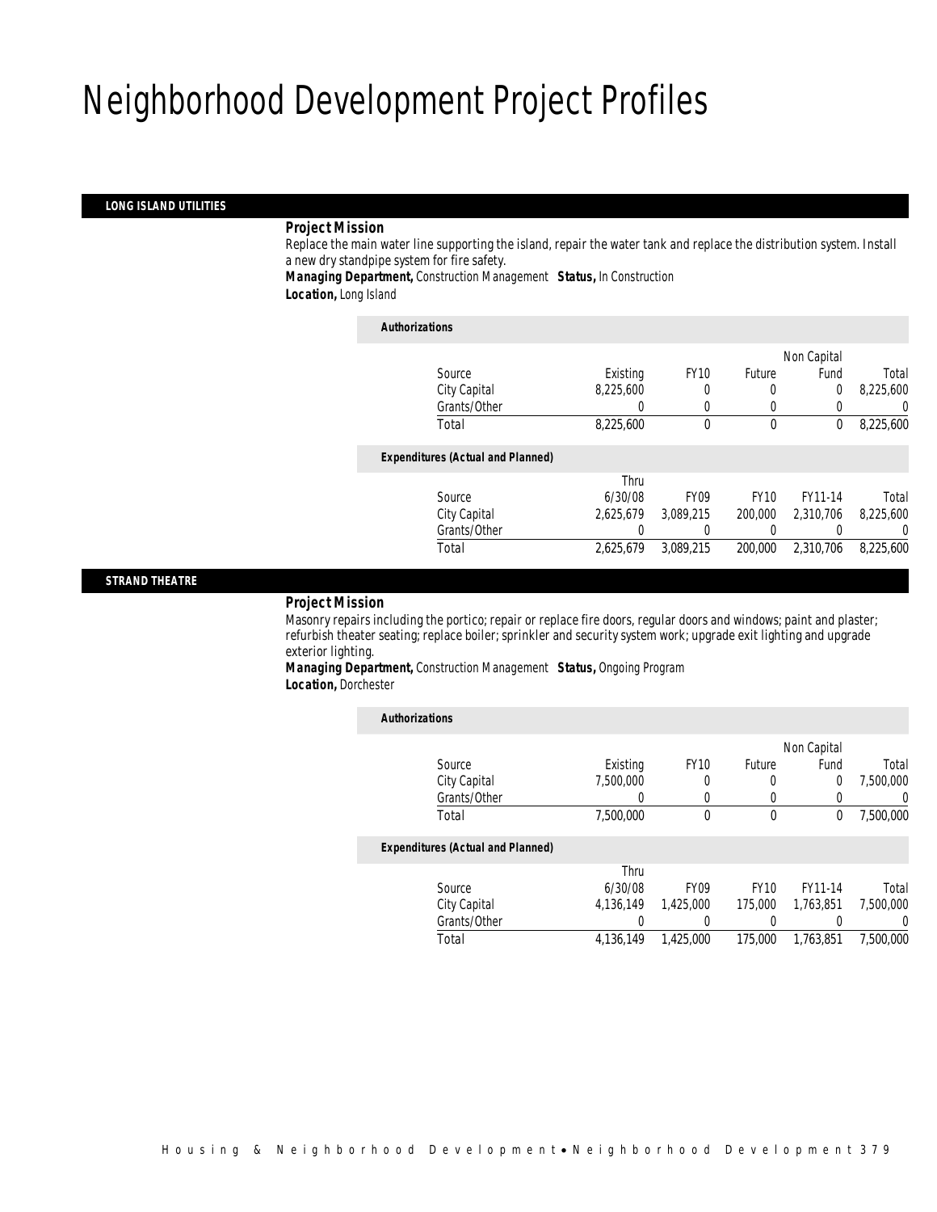# Neighborhood Development Project Profiles

## LONG ISLAND UTILITIES

***Project Mission***

Replace the main water line supporting the island, repair the water tank and replace the distribution system. Install a new dry standpipe system for fire safety.

***Managing Department,*** *Construction Management* ***Status,*** *In Construction*

***Location,*** *Long Island*

***Authorizations***

| Source | Existing | FY10 | Future | Non Capital Fund | Total |
|---|---|---|---|---|---|
| City Capital | 8,225,600 | 0 | 0 | 0 | 8,225,600 |
| Grants/Other | 0 | 0 | 0 | 0 | 0 |
| Total | 8,225,600 | 0 | 0 | 0 | 8,225,600 |

***Expenditures (Actual and Planned)***

| Source | Thru 6/30/08 | FY09 | FY10 | FY11-14 | Total |
|---|---|---|---|---|---|
| City Capital | 2,625,679 | 3,089,215 | 200,000 | 2,310,706 | 8,225,600 |
| Grants/Other | 0 | 0 | 0 | 0 | 0 |
| Total | 2,625,679 | 3,089,215 | 200,000 | 2,310,706 | 8,225,600 |

## STRAND THEATRE

***Project Mission***

Masonry repairs including the portico; repair or replace fire doors, regular doors and windows; paint and plaster; refurbish theater seating; replace boiler; sprinkler and security system work; upgrade exit lighting and upgrade exterior lighting.

***Managing Department,*** *Construction Management* ***Status,*** *Ongoing Program*

***Location,*** *Dorchester*

***Authorizations***

| Source | Existing | FY10 | Future | Non Capital Fund | Total |
|---|---|---|---|---|---|
| City Capital | 7,500,000 | 0 | 0 | 0 | 7,500,000 |
| Grants/Other | 0 | 0 | 0 | 0 | 0 |
| Total | 7,500,000 | 0 | 0 | 0 | 7,500,000 |

***Expenditures (Actual and Planned)***

| Source | Thru 6/30/08 | FY09 | FY10 | FY11-14 | Total |
|---|---|---|---|---|---|
| City Capital | 4,136,149 | 1,425,000 | 175,000 | 1,763,851 | 7,500,000 |
| Grants/Other | 0 | 0 | 0 | 0 | 0 |
| Total | 4,136,149 | 1,425,000 | 175,000 | 1,763,851 | 7,500,000 |